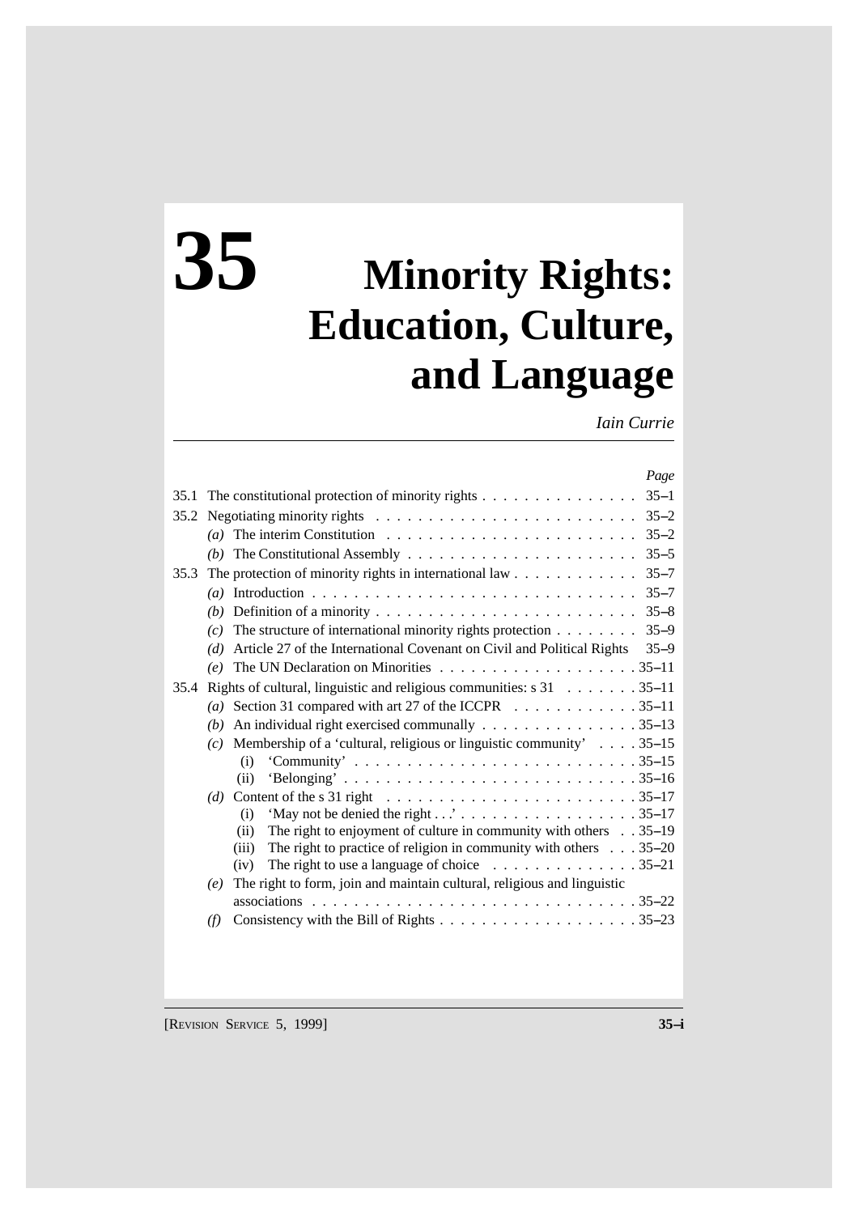# 35 Minority Rights: Education, Culture, and Language

*Iain Currie*

| | | *Page* |
|---|---|---|
| 35.1 | The constitutional protection of minority rights | 35–1 |
| 35.2 | Negotiating minority rights | 35–2 |
| | *(a)* The interim Constitution | 35–2 |
| | *(b)* The Constitutional Assembly | 35–5 |
| 35.3 | The protection of minority rights in international law | 35–7 |
| | *(a)* Introduction | 35–7 |
| | *(b)* Definition of a minority | 35–8 |
| | *(c)* The structure of international minority rights protection | 35–9 |
| | *(d)* Article 27 of the International Covenant on Civil and Political Rights | 35–9 |
| | *(e)* The UN Declaration on Minorities | 35–11 |
| 35.4 | Rights of cultural, linguistic and religious communities: s 31 | 35–11 |
| | *(a)* Section 31 compared with art 27 of the ICCPR | 35–11 |
| | *(b)* An individual right exercised communally | 35–13 |
| | *(c)* Membership of a 'cultural, religious or linguistic community' | 35–15 |
| | (i) 'Community' | 35–15 |
| | (ii) 'Belonging' | 35–16 |
| | *(d)* Content of the s 31 right | 35–17 |
| | (i) 'May not be denied the right . . .' | 35–17 |
| | (ii) The right to enjoyment of culture in community with others | 35–19 |
| | (iii) The right to practice of religion in community with others | 35–20 |
| | (iv) The right to use a language of choice | 35–21 |
| | *(e)* The right to form, join and maintain cultural, religious and linguistic associations | 35–22 |
| | *(f)* Consistency with the Bill of Rights | 35–23 |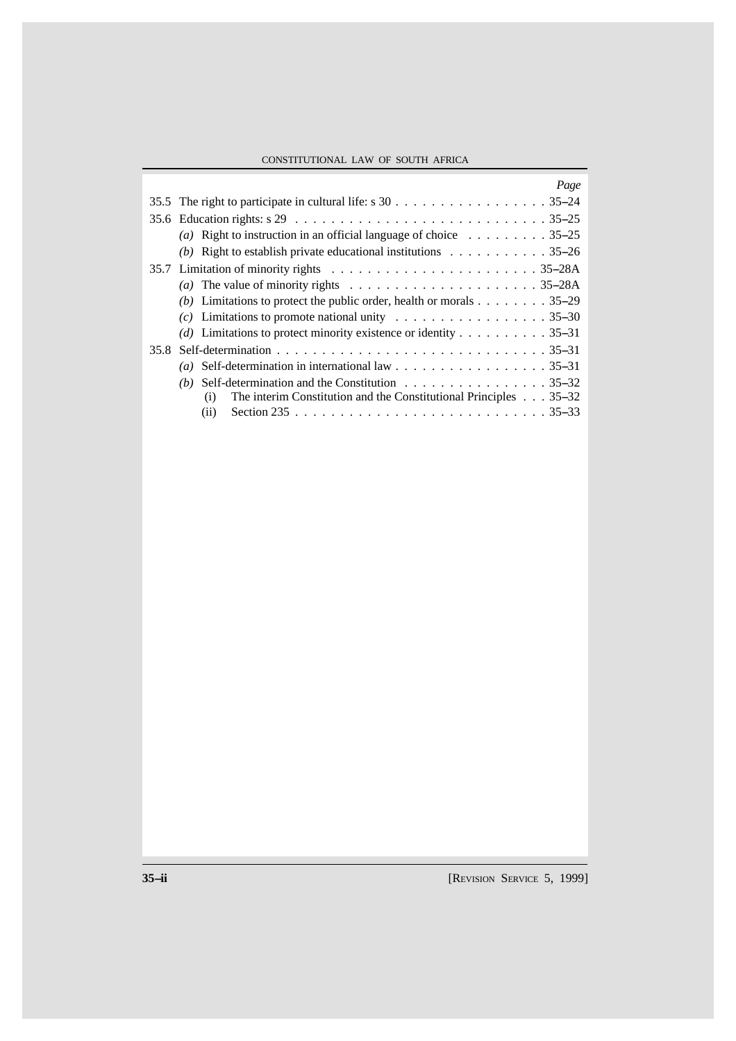| | Page |
|---|---|
| 35.5 The right to participate in cultural life: s 30 | 35–24 |
| 35.6 Education rights: s 29 | 35–25 |
| *(a)* Right to instruction in an official language of choice | 35–25 |
| *(b)* Right to establish private educational institutions | 35–26 |
| 35.7 Limitation of minority rights | 35–28A |
| *(a)* The value of minority rights | 35–28A |
| *(b)* Limitations to protect the public order, health or morals | 35–29 |
| *(c)* Limitations to promote national unity | 35–30 |
| *(d)* Limitations to protect minority existence or identity | 35–31 |
| 35.8 Self-determination | 35–31 |
| *(a)* Self-determination in international law | 35–31 |
| *(b)* Self-determination and the Constitution | 35–32 |
| (i) The interim Constitution and the Constitutional Principles | 35–32 |
| (ii) Section 235 | 35–33 |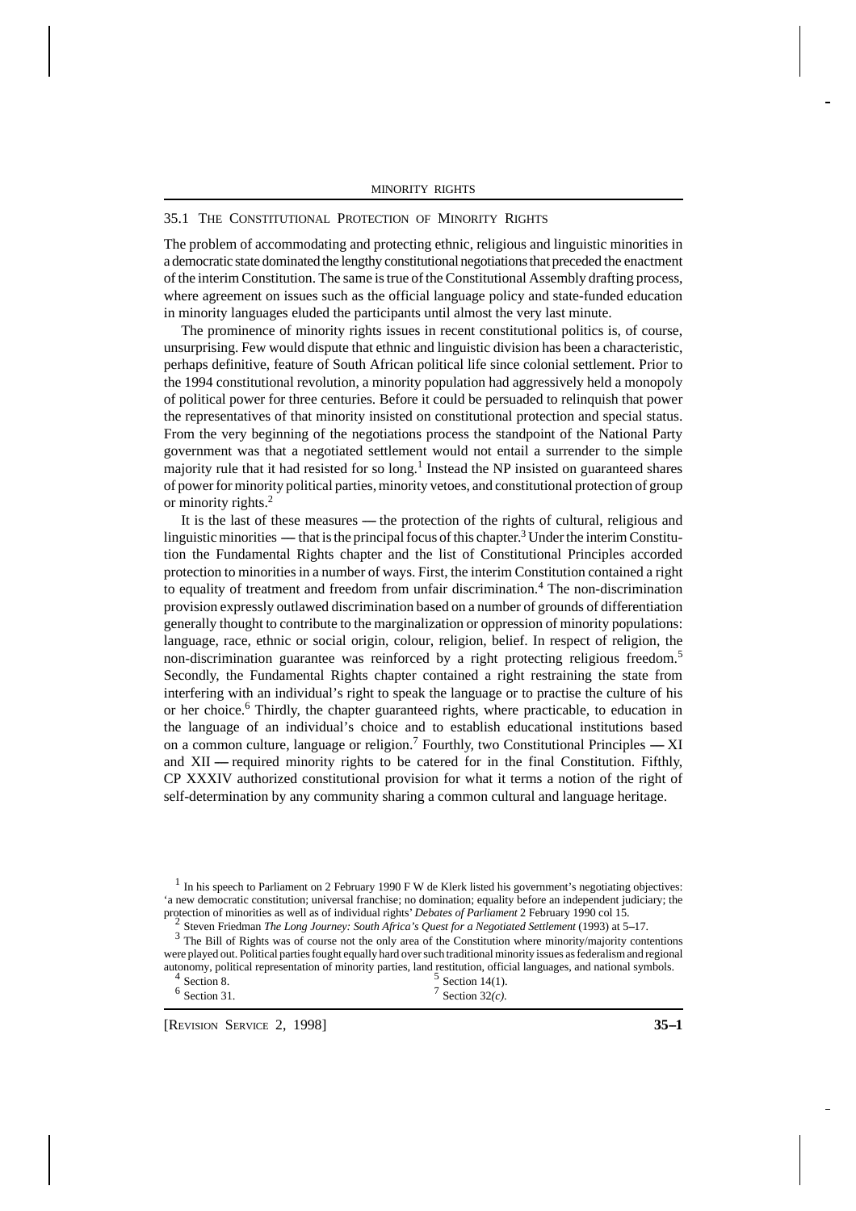## 35.1 THE CONSTITUTIONAL PROTECTION OF MINORITY RIGHTS

The problem of accommodating and protecting ethnic, religious and linguistic minorities in a democratic state dominated the lengthy constitutional negotiations that preceded the enactment of the interim Constitution. The same is true of the Constitutional Assembly drafting process, where agreement on issues such as the official language policy and state-funded education in minority languages eluded the participants until almost the very last minute.

The prominence of minority rights issues in recent constitutional politics is, of course, unsurprising. Few would dispute that ethnic and linguistic division has been a characteristic, perhaps definitive, feature of South African political life since colonial settlement. Prior to the 1994 constitutional revolution, a minority population had aggressively held a monopoly of political power for three centuries. Before it could be persuaded to relinquish that power the representatives of that minority insisted on constitutional protection and special status. From the very beginning of the negotiations process the standpoint of the National Party government was that a negotiated settlement would not entail a surrender to the simple majority rule that it had resisted for so long.[1] Instead the NP insisted on guaranteed shares of power for minority political parties, minority vetoes, and constitutional protection of group or minority rights.[2]

It is the last of these measures — the protection of the rights of cultural, religious and linguistic minorities — that is the principal focus of this chapter.[3] Under the interim Constitution the Fundamental Rights chapter and the list of Constitutional Principles accorded protection to minorities in a number of ways. First, the interim Constitution contained a right to equality of treatment and freedom from unfair discrimination.[4] The non-discrimination provision expressly outlawed discrimination based on a number of grounds of differentiation generally thought to contribute to the marginalization or oppression of minority populations: language, race, ethnic or social origin, colour, religion, belief. In respect of religion, the non-discrimination guarantee was reinforced by a right protecting religious freedom.[5] Secondly, the Fundamental Rights chapter contained a right restraining the state from interfering with an individual's right to speak the language or to practise the culture of his or her choice.[6] Thirdly, the chapter guaranteed rights, where practicable, to education in the language of an individual's choice and to establish educational institutions based on a common culture, language or religion.[7] Fourthly, two Constitutional Principles — XI and XII — required minority rights to be catered for in the final Constitution. Fifthly, CP XXXIV authorized constitutional provision for what it terms a notion of the right of self-determination by any community sharing a common cultural and language heritage.

---

[1] In his speech to Parliament on 2 February 1990 F W de Klerk listed his government's negotiating objectives: 'a new democratic constitution; universal franchise; no domination; equality before an independent judiciary; the protection of minorities as well as of individual rights' *Debates of Parliament* 2 February 1990 col 15.

[2] Steven Friedman *The Long Journey: South Africa's Quest for a Negotiated Settlement* (1993) at 5–17.

[3] The Bill of Rights was of course not the only area of the Constitution where minority/majority contentions were played out. Political parties fought equally hard over such traditional minority issues as federalism and regional autonomy, political representation of minority parties, land restitution, official languages, and national symbols.

[4] Section 8.

[5] Section 14(1).

[6] Section 31.

[7] Section 32*(c)*.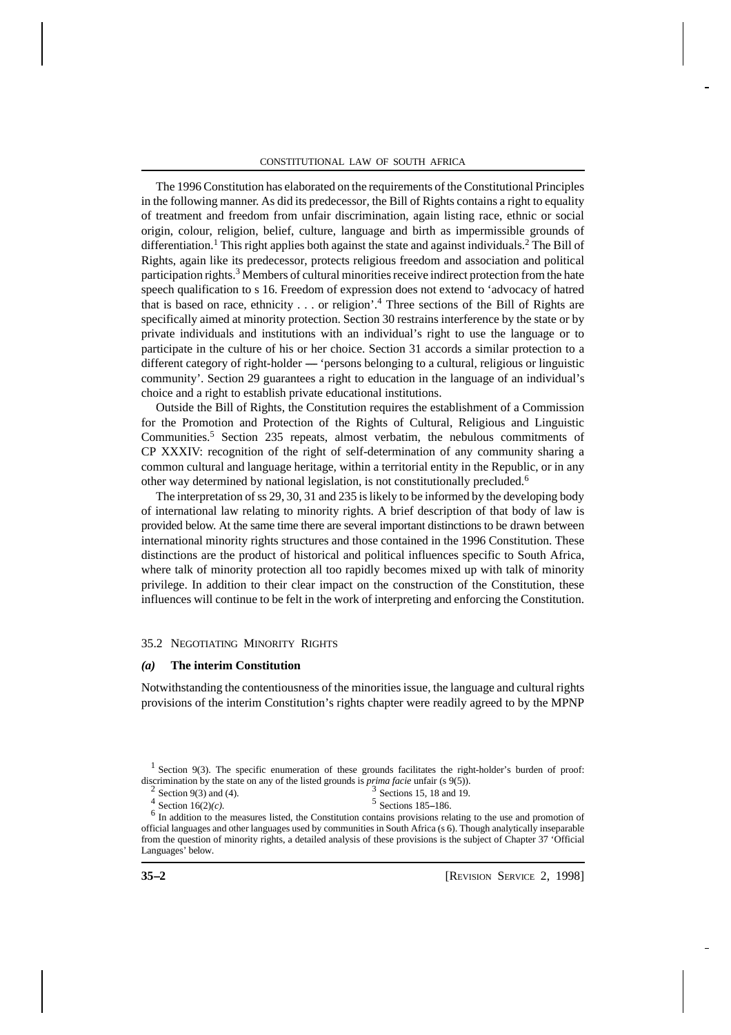The 1996 Constitution has elaborated on the requirements of the Constitutional Principles in the following manner. As did its predecessor, the Bill of Rights contains a right to equality of treatment and freedom from unfair discrimination, again listing race, ethnic or social origin, colour, religion, belief, culture, language and birth as impermissible grounds of differentiation.[1] This right applies both against the state and against individuals.[2] The Bill of Rights, again like its predecessor, protects religious freedom and association and political participation rights.[3] Members of cultural minorities receive indirect protection from the hate speech qualification to s 16. Freedom of expression does not extend to 'advocacy of hatred that is based on race, ethnicity . . . or religion'.[4] Three sections of the Bill of Rights are specifically aimed at minority protection. Section 30 restrains interference by the state or by private individuals and institutions with an individual's right to use the language or to participate in the culture of his or her choice. Section 31 accords a similar protection to a different category of right-holder — 'persons belonging to a cultural, religious or linguistic community'. Section 29 guarantees a right to education in the language of an individual's choice and a right to establish private educational institutions.

Outside the Bill of Rights, the Constitution requires the establishment of a Commission for the Promotion and Protection of the Rights of Cultural, Religious and Linguistic Communities.[5] Section 235 repeats, almost verbatim, the nebulous commitments of CP XXXIV: recognition of the right of self-determination of any community sharing a common cultural and language heritage, within a territorial entity in the Republic, or in any other way determined by national legislation, is not constitutionally precluded.[6]

The interpretation of ss 29, 30, 31 and 235 is likely to be informed by the developing body of international law relating to minority rights. A brief description of that body of law is provided below. At the same time there are several important distinctions to be drawn between international minority rights structures and those contained in the 1996 Constitution. These distinctions are the product of historical and political influences specific to South Africa, where talk of minority protection all too rapidly becomes mixed up with talk of minority privilege. In addition to their clear impact on the construction of the Constitution, these influences will continue to be felt in the work of interpreting and enforcing the Constitution.

## 35.2 Negotiating Minority Rights

### *(a)* The interim Constitution

Notwithstanding the contentiousness of the minorities issue, the language and cultural rights provisions of the interim Constitution's rights chapter were readily agreed to by the MPNP

---

[1] Section 9(3). The specific enumeration of these grounds facilitates the right-holder's burden of proof: discrimination by the state on any of the listed grounds is *prima facie* unfair (s 9(5)).

[2] Section 9(3) and (4).

[3] Sections 15, 18 and 19.

[4] Section 16(2)*(c)*.

[5] Sections 185–186.

[6] In addition to the measures listed, the Constitution contains provisions relating to the use and promotion of official languages and other languages used by communities in South Africa (s 6). Though analytically inseparable from the question of minority rights, a detailed analysis of these provisions is the subject of Chapter 37 'Official Languages' below.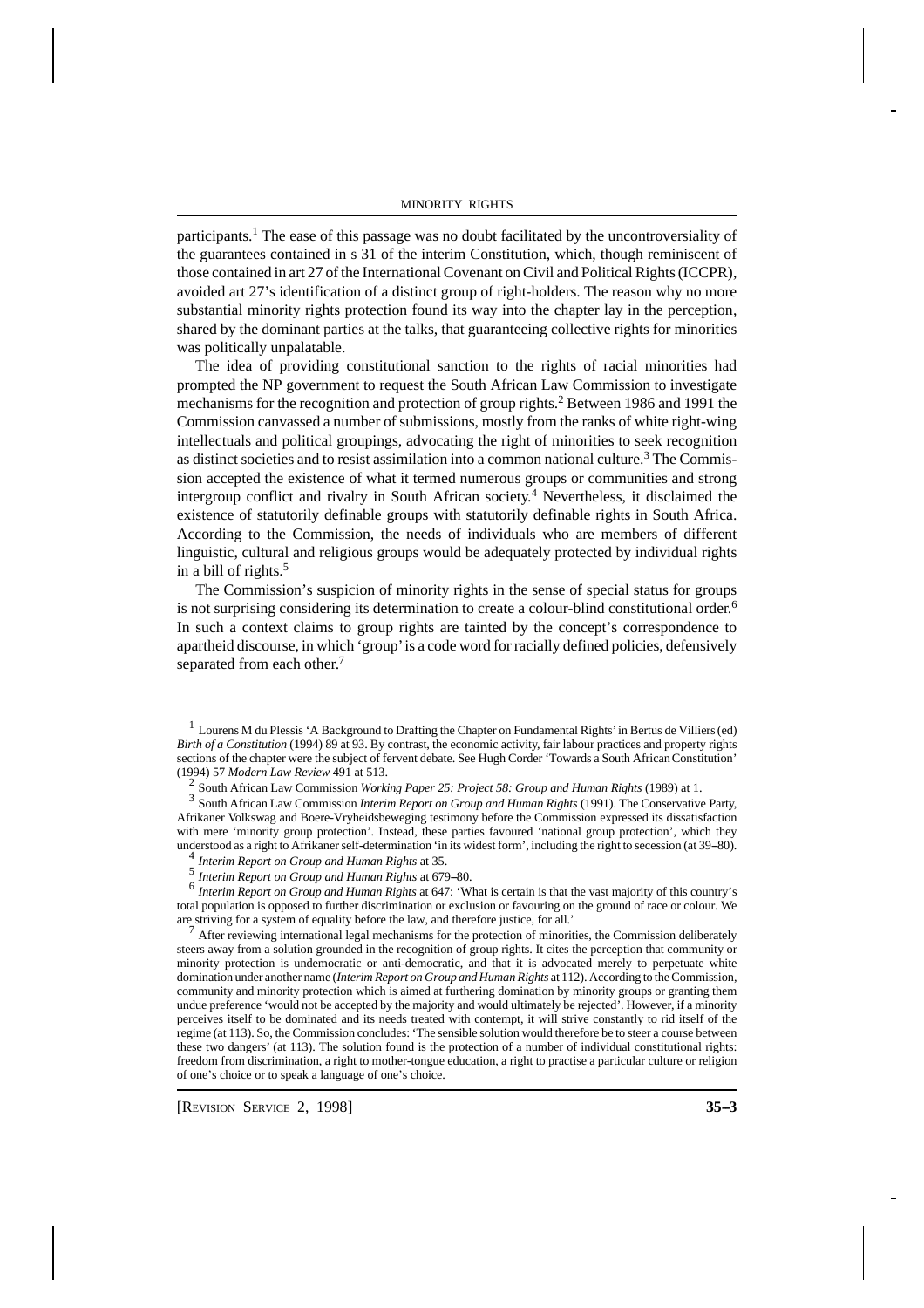participants.[1] The ease of this passage was no doubt facilitated by the uncontroversiality of the guarantees contained in s 31 of the interim Constitution, which, though reminiscent of those contained in art 27 of the International Covenant on Civil and Political Rights (ICCPR), avoided art 27's identification of a distinct group of right-holders. The reason why no more substantial minority rights protection found its way into the chapter lay in the perception, shared by the dominant parties at the talks, that guaranteeing collective rights for minorities was politically unpalatable.

The idea of providing constitutional sanction to the rights of racial minorities had prompted the NP government to request the South African Law Commission to investigate mechanisms for the recognition and protection of group rights.[2] Between 1986 and 1991 the Commission canvassed a number of submissions, mostly from the ranks of white right-wing intellectuals and political groupings, advocating the right of minorities to seek recognition as distinct societies and to resist assimilation into a common national culture.[3] The Commission accepted the existence of what it termed numerous groups or communities and strong intergroup conflict and rivalry in South African society.[4] Nevertheless, it disclaimed the existence of statutorily definable groups with statutorily definable rights in South Africa. According to the Commission, the needs of individuals who are members of different linguistic, cultural and religious groups would be adequately protected by individual rights in a bill of rights.[5]

The Commission's suspicion of minority rights in the sense of special status for groups is not surprising considering its determination to create a colour-blind constitutional order.[6] In such a context claims to group rights are tainted by the concept's correspondence to apartheid discourse, in which 'group' is a code word for racially defined policies, defensively separated from each other.[7]

---

[1] Lourens M du Plessis 'A Background to Drafting the Chapter on Fundamental Rights' in Bertus de Villiers (ed) *Birth of a Constitution* (1994) 89 at 93. By contrast, the economic activity, fair labour practices and property rights sections of the chapter were the subject of fervent debate. See Hugh Corder 'Towards a South African Constitution' (1994) 57 *Modern Law Review* 491 at 513.

[2] South African Law Commission *Working Paper 25: Project 58: Group and Human Rights* (1989) at 1.

[3] South African Law Commission *Interim Report on Group and Human Rights* (1991). The Conservative Party, Afrikaner Volkswag and Boere-Vryheidsbeweging testimony before the Commission expressed its dissatisfaction with mere 'minority group protection'. Instead, these parties favoured 'national group protection', which they understood as a right to Afrikaner self-determination 'in its widest form', including the right to secession (at 39–80).

[4] *Interim Report on Group and Human Rights* at 35.

[5] *Interim Report on Group and Human Rights* at 679–80.

[6] *Interim Report on Group and Human Rights* at 647: 'What is certain is that the vast majority of this country's total population is opposed to further discrimination or exclusion or favouring on the ground of race or colour. We are striving for a system of equality before the law, and therefore justice, for all.'

[7] After reviewing international legal mechanisms for the protection of minorities, the Commission deliberately steers away from a solution grounded in the recognition of group rights. It cites the perception that community or minority protection is undemocratic or anti-democratic, and that it is advocated merely to perpetuate white domination under another name (*Interim Report on Group and Human Rights* at 112). According to the Commission, community and minority protection which is aimed at furthering domination by minority groups or granting them undue preference 'would not be accepted by the majority and would ultimately be rejected'. However, if a minority perceives itself to be dominated and its needs treated with contempt, it will strive constantly to rid itself of the regime (at 113). So, the Commission concludes: 'The sensible solution would therefore be to steer a course between these two dangers' (at 113). The solution found is the protection of a number of individual constitutional rights: freedom from discrimination, a right to mother-tongue education, a right to practise a particular culture or religion of one's choice or to speak a language of one's choice.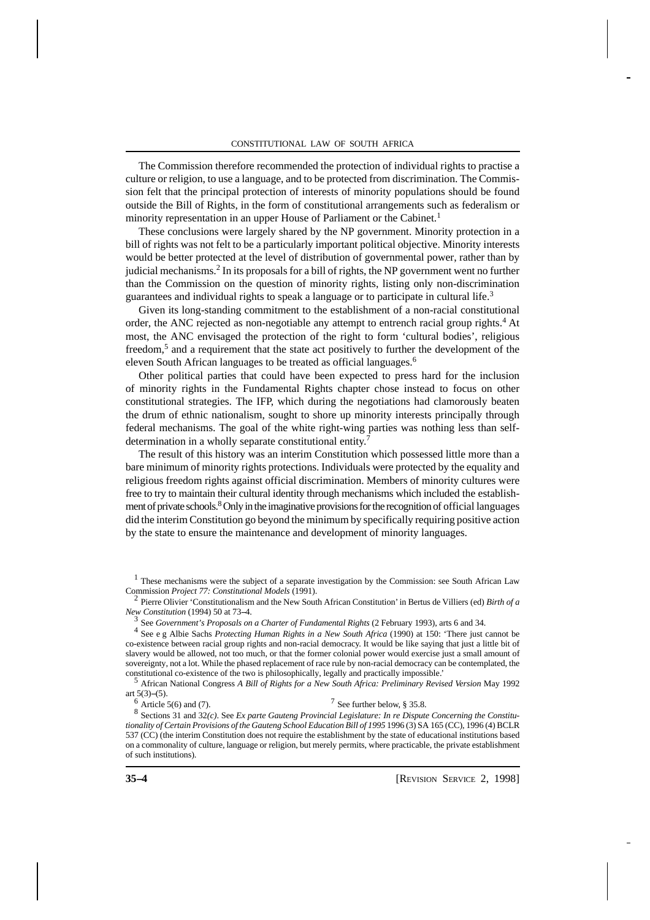The Commission therefore recommended the protection of individual rights to practise a culture or religion, to use a language, and to be protected from discrimination. The Commission felt that the principal protection of interests of minority populations should be found outside the Bill of Rights, in the form of constitutional arrangements such as federalism or minority representation in an upper House of Parliament or the Cabinet.[1]

These conclusions were largely shared by the NP government. Minority protection in a bill of rights was not felt to be a particularly important political objective. Minority interests would be better protected at the level of distribution of governmental power, rather than by judicial mechanisms.[2] In its proposals for a bill of rights, the NP government went no further than the Commission on the question of minority rights, listing only non-discrimination guarantees and individual rights to speak a language or to participate in cultural life.[3]

Given its long-standing commitment to the establishment of a non-racial constitutional order, the ANC rejected as non-negotiable any attempt to entrench racial group rights.[4] At most, the ANC envisaged the protection of the right to form 'cultural bodies', religious freedom,[5] and a requirement that the state act positively to further the development of the eleven South African languages to be treated as official languages.[6]

Other political parties that could have been expected to press hard for the inclusion of minority rights in the Fundamental Rights chapter chose instead to focus on other constitutional strategies. The IFP, which during the negotiations had clamorously beaten the drum of ethnic nationalism, sought to shore up minority interests principally through federal mechanisms. The goal of the white right-wing parties was nothing less than self-determination in a wholly separate constitutional entity.[7]

The result of this history was an interim Constitution which possessed little more than a bare minimum of minority rights protections. Individuals were protected by the equality and religious freedom rights against official discrimination. Members of minority cultures were free to try to maintain their cultural identity through mechanisms which included the establishment of private schools.[8] Only in the imaginative provisions for the recognition of official languages did the interim Constitution go beyond the minimum by specifically requiring positive action by the state to ensure the maintenance and development of minority languages.

---

[1] These mechanisms were the subject of a separate investigation by the Commission: see South African Law Commission *Project 77: Constitutional Models* (1991).

[2] Pierre Olivier 'Constitutionalism and the New South African Constitution' in Bertus de Villiers (ed) *Birth of a New Constitution* (1994) 50 at 73–4.

[3] See *Government's Proposals on a Charter of Fundamental Rights* (2 February 1993), arts 6 and 34.

[4] See e g Albie Sachs *Protecting Human Rights in a New South Africa* (1990) at 150: 'There just cannot be co-existence between racial group rights and non-racial democracy. It would be like saying that just a little bit of slavery would be allowed, not too much, or that the former colonial power would exercise just a small amount of sovereignty, not a lot. While the phased replacement of race rule by non-racial democracy can be contemplated, the constitutional co-existence of the two is philosophically, legally and practically impossible.'

[5] African National Congress *A Bill of Rights for a New South Africa: Preliminary Revised Version* May 1992 art 5(3)–(5).

[6] Article 5(6) and (7).

[7] See further below, § 35.8.

[8] Sections 31 and 32*(c)*. See *Ex parte Gauteng Provincial Legislature: In re Dispute Concerning the Constitutionality of Certain Provisions of the Gauteng School Education Bill of 1995* 1996 (3) SA 165 (CC), 1996 (4) BCLR 537 (CC) (the interim Constitution does not require the establishment by the state of educational institutions based on a commonality of culture, language or religion, but merely permits, where practicable, the private establishment of such institutions).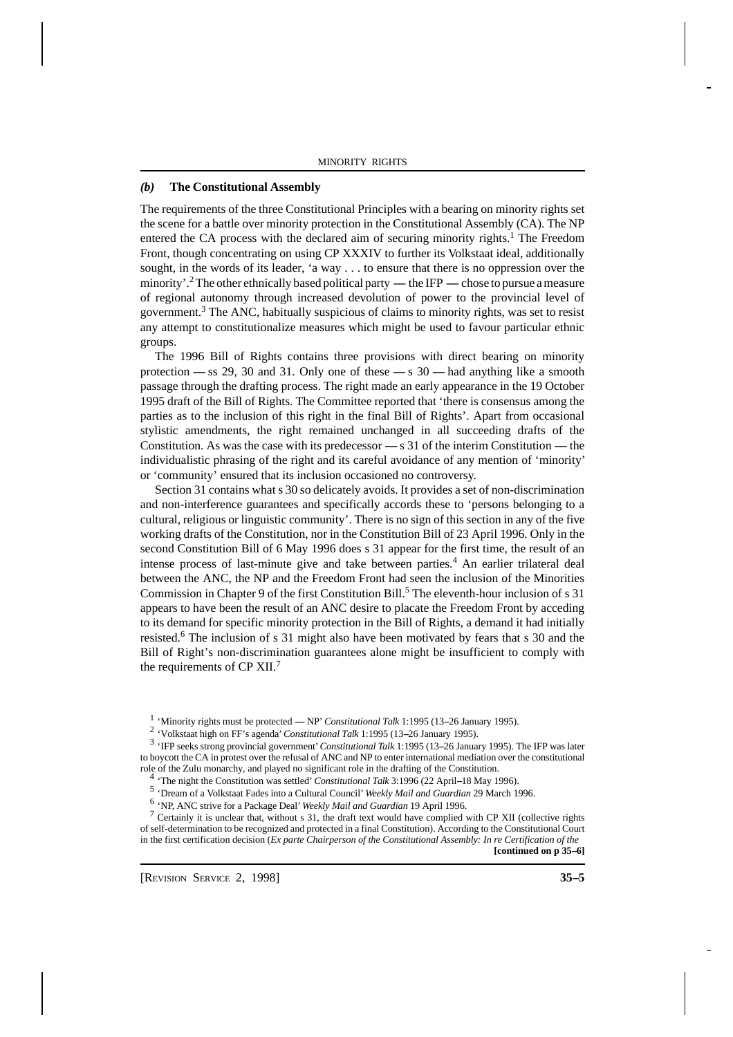### *(b)* **The Constitutional Assembly**

The requirements of the three Constitutional Principles with a bearing on minority rights set the scene for a battle over minority protection in the Constitutional Assembly (CA). The NP entered the CA process with the declared aim of securing minority rights.[1] The Freedom Front, though concentrating on using CP XXXIV to further its Volkstaat ideal, additionally sought, in the words of its leader, 'a way . . . to ensure that there is no oppression over the minority'.[2] The other ethnically based political party — the IFP — chose to pursue a measure of regional autonomy through increased devolution of power to the provincial level of government.[3] The ANC, habitually suspicious of claims to minority rights, was set to resist any attempt to constitutionalize measures which might be used to favour particular ethnic groups.

The 1996 Bill of Rights contains three provisions with direct bearing on minority protection — ss 29, 30 and 31. Only one of these — s 30 — had anything like a smooth passage through the drafting process. The right made an early appearance in the 19 October 1995 draft of the Bill of Rights. The Committee reported that 'there is consensus among the parties as to the inclusion of this right in the final Bill of Rights'. Apart from occasional stylistic amendments, the right remained unchanged in all succeeding drafts of the Constitution. As was the case with its predecessor — s 31 of the interim Constitution — the individualistic phrasing of the right and its careful avoidance of any mention of 'minority' or 'community' ensured that its inclusion occasioned no controversy.

Section 31 contains what s 30 so delicately avoids. It provides a set of non-discrimination and non-interference guarantees and specifically accords these to 'persons belonging to a cultural, religious or linguistic community'. There is no sign of this section in any of the five working drafts of the Constitution, nor in the Constitution Bill of 23 April 1996. Only in the second Constitution Bill of 6 May 1996 does s 31 appear for the first time, the result of an intense process of last-minute give and take between parties.[4] An earlier trilateral deal between the ANC, the NP and the Freedom Front had seen the inclusion of the Minorities Commission in Chapter 9 of the first Constitution Bill.[5] The eleventh-hour inclusion of s 31 appears to have been the result of an ANC desire to placate the Freedom Front by acceding to its demand for specific minority protection in the Bill of Rights, a demand it had initially resisted.[6] The inclusion of s 31 might also have been motivated by fears that s 30 and the Bill of Right's non-discrimination guarantees alone might be insufficient to comply with the requirements of CP XII.[7]

---

[1] 'Minority rights must be protected — NP' *Constitutional Talk* 1:1995 (13–26 January 1995).

[2] 'Volkstaat high on FF's agenda' *Constitutional Talk* 1:1995 (13–26 January 1995).

[3] 'IFP seeks strong provincial government' *Constitutional Talk* 1:1995 (13–26 January 1995). The IFP was later to boycott the CA in protest over the refusal of ANC and NP to enter international mediation over the constitutional role of the Zulu monarchy, and played no significant role in the drafting of the Constitution.

[4] 'The night the Constitution was settled' *Constitutional Talk* 3:1996 (22 April–18 May 1996).

[5] 'Dream of a Volkstaat Fades into a Cultural Council' *Weekly Mail and Guardian* 29 March 1996.

[6] 'NP, ANC strive for a Package Deal' *Weekly Mail and Guardian* 19 April 1996.

[7] Certainly it is unclear that, without s 31, the draft text would have complied with CP XII (collective rights of self-determination to be recognized and protected in a final Constitution). According to the Constitutional Court in the first certification decision (*Ex parte Chairperson of the Constitutional Assembly: In re Certification of the*

**[continued on p 35–6]**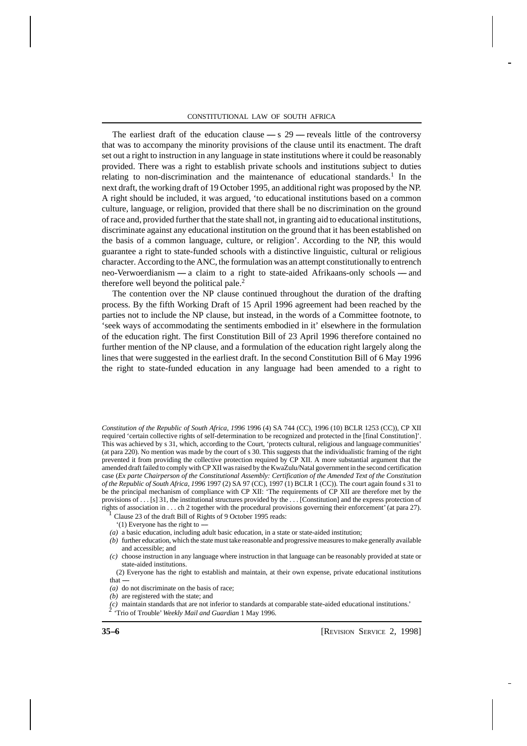The earliest draft of the education clause — s 29 — reveals little of the controversy that was to accompany the minority provisions of the clause until its enactment. The draft set out a right to instruction in any language in state institutions where it could be reasonably provided. There was a right to establish private schools and institutions subject to duties relating to non-discrimination and the maintenance of educational standards.[1] In the next draft, the working draft of 19 October 1995, an additional right was proposed by the NP. A right should be included, it was argued, 'to educational institutions based on a common culture, language, or religion, provided that there shall be no discrimination on the ground of race and, provided further that the state shall not, in granting aid to educational institutions, discriminate against any educational institution on the ground that it has been established on the basis of a common language, culture, or religion'. According to the NP, this would guarantee a right to state-funded schools with a distinctive linguistic, cultural or religious character. According to the ANC, the formulation was an attempt constitutionally to entrench neo-Verwoerdianism — a claim to a right to state-aided Afrikaans-only schools — and therefore well beyond the political pale.[2]

The contention over the NP clause continued throughout the duration of the drafting process. By the fifth Working Draft of 15 April 1996 agreement had been reached by the parties not to include the NP clause, but instead, in the words of a Committee footnote, to 'seek ways of accommodating the sentiments embodied in it' elsewhere in the formulation of the education right. The first Constitution Bill of 23 April 1996 therefore contained no further mention of the NP clause, and a formulation of the education right largely along the lines that were suggested in the earliest draft. In the second Constitution Bill of 6 May 1996 the right to state-funded education in any language had been amended to a right to

---

*Constitution of the Republic of South Africa, 1996* 1996 (4) SA 744 (CC), 1996 (10) BCLR 1253 (CC)), CP XII required 'certain collective rights of self-determination to be recognized and protected in the [final Constitution]'. This was achieved by s 31, which, according to the Court, 'protects cultural, religious and language communities' (at para 220). No mention was made by the court of s 30. This suggests that the individualistic framing of the right prevented it from providing the collective protection required by CP XII. A more substantial argument that the amended draft failed to comply with CP XII was raised by the KwaZulu/Natal government in the second certification case (*Ex parte Chairperson of the Constitutional Assembly: Certification of the Amended Text of the Constitution of the Republic of South Africa, 1996* 1997 (2) SA 97 (CC), 1997 (1) BCLR 1 (CC)). The court again found s 31 to be the principal mechanism of compliance with CP XII: 'The requirements of CP XII are therefore met by the provisions of . . . [s] 31, the institutional structures provided by the . . . [Constitution] and the express protection of rights of association in . . . ch 2 together with the procedural provisions governing their enforcement' (at para 27).

[1] Clause 23 of the draft Bill of Rights of 9 October 1995 reads:

'(1) Everyone has the right to —

*(a)* a basic education, including adult basic education, in a state or state-aided institution;

*(b)* further education, which the state must take reasonable and progressive measures to make generally available and accessible; and

*(c)* choose instruction in any language where instruction in that language can be reasonably provided at state or state-aided institutions.

(2) Everyone has the right to establish and maintain, at their own expense, private educational institutions that —

*(a)* do not discriminate on the basis of race;

*(b)* are registered with the state; and

*(c)* maintain standards that are not inferior to standards at comparable state-aided educational institutions.'

[2] 'Trio of Trouble' *Weekly Mail and Guardian* 1 May 1996.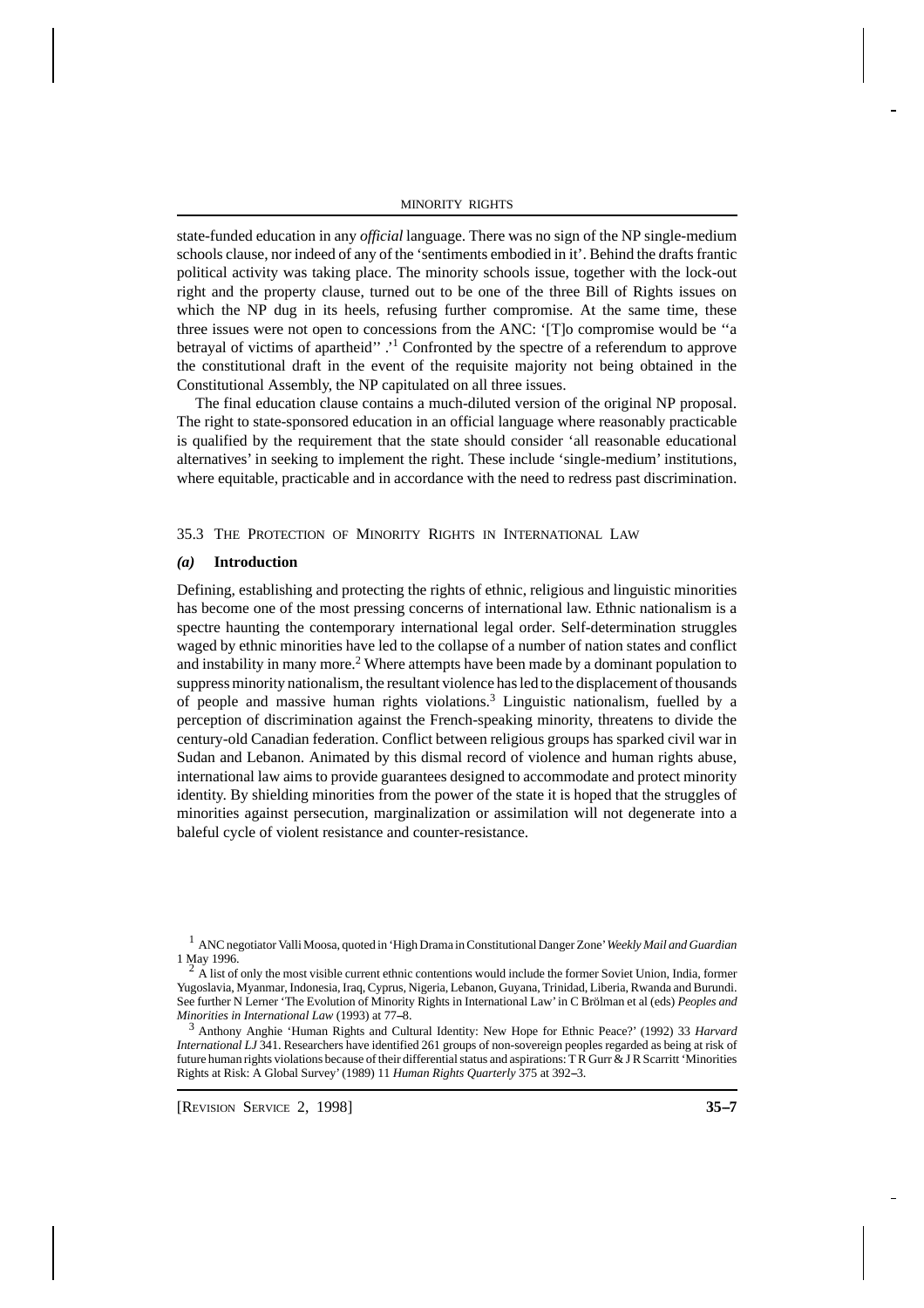state-funded education in any *official* language. There was no sign of the NP single-medium schools clause, nor indeed of any of the 'sentiments embodied in it'. Behind the drafts frantic political activity was taking place. The minority schools issue, together with the lock-out right and the property clause, turned out to be one of the three Bill of Rights issues on which the NP dug in its heels, refusing further compromise. At the same time, these three issues were not open to concessions from the ANC: '[T]o compromise would be ''a betrayal of victims of apartheid'' .'[1] Confronted by the spectre of a referendum to approve the constitutional draft in the event of the requisite majority not being obtained in the Constitutional Assembly, the NP capitulated on all three issues.

The final education clause contains a much-diluted version of the original NP proposal. The right to state-sponsored education in an official language where reasonably practicable is qualified by the requirement that the state should consider 'all reasonable educational alternatives' in seeking to implement the right. These include 'single-medium' institutions, where equitable, practicable and in accordance with the need to redress past discrimination.

## 35.3 The Protection of Minority Rights in International Law

### *(a)* **Introduction**

Defining, establishing and protecting the rights of ethnic, religious and linguistic minorities has become one of the most pressing concerns of international law. Ethnic nationalism is a spectre haunting the contemporary international legal order. Self-determination struggles waged by ethnic minorities have led to the collapse of a number of nation states and conflict and instability in many more.[2] Where attempts have been made by a dominant population to suppress minority nationalism, the resultant violence has led to the displacement of thousands of people and massive human rights violations.[3] Linguistic nationalism, fuelled by a perception of discrimination against the French-speaking minority, threatens to divide the century-old Canadian federation. Conflict between religious groups has sparked civil war in Sudan and Lebanon. Animated by this dismal record of violence and human rights abuse, international law aims to provide guarantees designed to accommodate and protect minority identity. By shielding minorities from the power of the state it is hoped that the struggles of minorities against persecution, marginalization or assimilation will not degenerate into a baleful cycle of violent resistance and counter-resistance.

---

[1] ANC negotiator Valli Moosa, quoted in 'High Drama in Constitutional Danger Zone' *Weekly Mail and Guardian* 1 May 1996.

[2] A list of only the most visible current ethnic contentions would include the former Soviet Union, India, former Yugoslavia, Myanmar, Indonesia, Iraq, Cyprus, Nigeria, Lebanon, Guyana, Trinidad, Liberia, Rwanda and Burundi. See further N Lerner 'The Evolution of Minority Rights in International Law' in C Brölman et al (eds) *Peoples and Minorities in International Law* (1993) at 77–8.

[3] Anthony Anghie 'Human Rights and Cultural Identity: New Hope for Ethnic Peace?' (1992) 33 *Harvard International LJ* 341. Researchers have identified 261 groups of non-sovereign peoples regarded as being at risk of future human rights violations because of their differential status and aspirations: T R Gurr & J R Scarritt 'Minorities Rights at Risk: A Global Survey' (1989) 11 *Human Rights Quarterly* 375 at 392–3.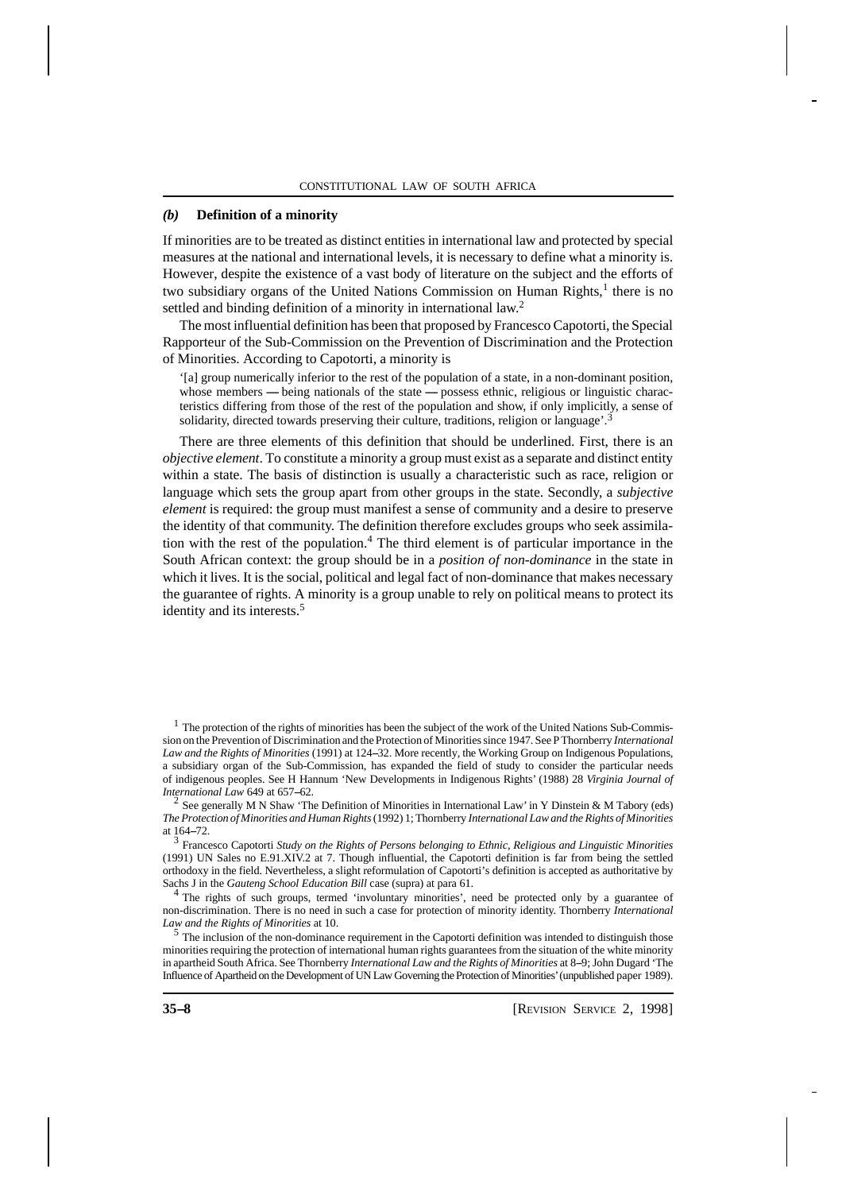### *(b)* **Definition of a minority**

If minorities are to be treated as distinct entities in international law and protected by special measures at the national and international levels, it is necessary to define what a minority is. However, despite the existence of a vast body of literature on the subject and the efforts of two subsidiary organs of the United Nations Commission on Human Rights,[1] there is no settled and binding definition of a minority in international law.[2]

The most influential definition has been that proposed by Francesco Capotorti, the Special Rapporteur of the Sub-Commission on the Prevention of Discrimination and the Protection of Minorities. According to Capotorti, a minority is

> '[a] group numerically inferior to the rest of the population of a state, in a non-dominant position, whose members — being nationals of the state — possess ethnic, religious or linguistic characteristics differing from those of the rest of the population and show, if only implicitly, a sense of solidarity, directed towards preserving their culture, traditions, religion or language'.[3]

There are three elements of this definition that should be underlined. First, there is an *objective element*. To constitute a minority a group must exist as a separate and distinct entity within a state. The basis of distinction is usually a characteristic such as race, religion or language which sets the group apart from other groups in the state. Secondly, a *subjective element* is required: the group must manifest a sense of community and a desire to preserve the identity of that community. The definition therefore excludes groups who seek assimilation with the rest of the population.[4] The third element is of particular importance in the South African context: the group should be in a *position of non-dominance* in the state in which it lives. It is the social, political and legal fact of non-dominance that makes necessary the guarantee of rights. A minority is a group unable to rely on political means to protect its identity and its interests.[5]

---

[1] The protection of the rights of minorities has been the subject of the work of the United Nations Sub-Commission on the Prevention of Discrimination and the Protection of Minorities since 1947. See P Thornberry *International Law and the Rights of Minorities* (1991) at 124–32. More recently, the Working Group on Indigenous Populations, a subsidiary organ of the Sub-Commission, has expanded the field of study to consider the particular needs of indigenous peoples. See H Hannum 'New Developments in Indigenous Rights' (1988) 28 *Virginia Journal of International Law* 649 at 657–62.

[2] See generally M N Shaw 'The Definition of Minorities in International Law' in Y Dinstein & M Tabory (eds) *The Protection of Minorities and Human Rights* (1992) 1; Thornberry *International Law and the Rights of Minorities* at 164–72.

[3] Francesco Capotorti *Study on the Rights of Persons belonging to Ethnic, Religious and Linguistic Minorities* (1991) UN Sales no E.91.XIV.2 at 7. Though influential, the Capotorti definition is far from being the settled orthodoxy in the field. Nevertheless, a slight reformulation of Capotorti's definition is accepted as authoritative by Sachs J in the *Gauteng School Education Bill* case (supra) at para 61.

[4] The rights of such groups, termed 'involuntary minorities', need be protected only by a guarantee of non-discrimination. There is no need in such a case for protection of minority identity. Thornberry *International Law and the Rights of Minorities* at 10.

[5] The inclusion of the non-dominance requirement in the Capotorti definition was intended to distinguish those minorities requiring the protection of international human rights guarantees from the situation of the white minority in apartheid South Africa. See Thornberry *International Law and the Rights of Minorities* at 8–9; John Dugard 'The Influence of Apartheid on the Development of UN Law Governing the Protection of Minorities' (unpublished paper 1989).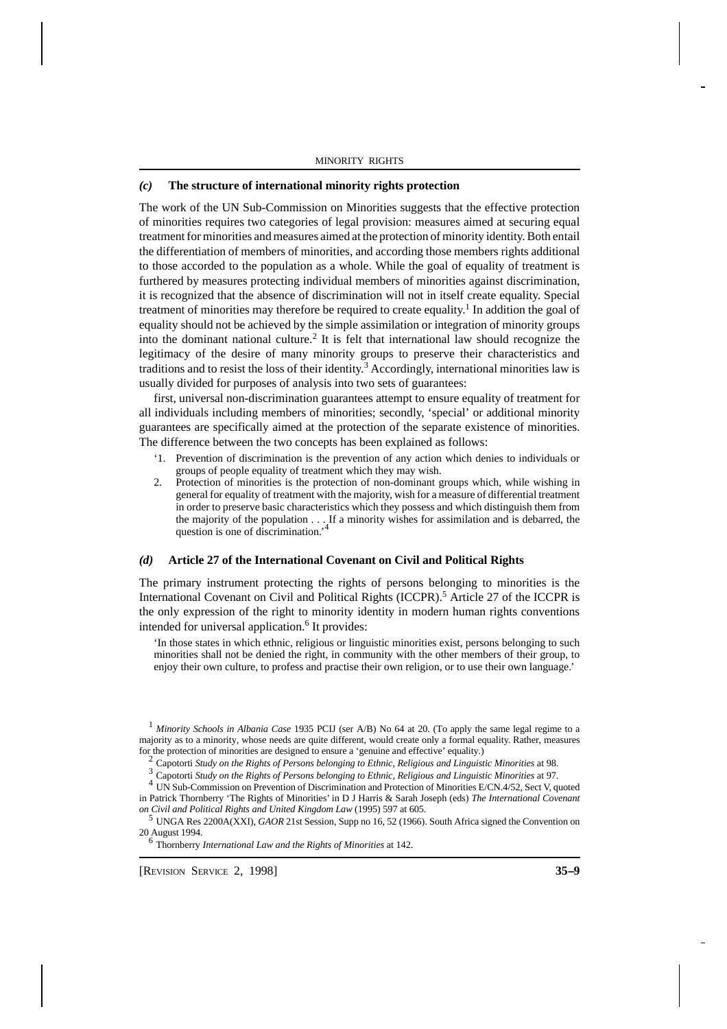### *(c)* The structure of international minority rights protection

The work of the UN Sub-Commission on Minorities suggests that the effective protection of minorities requires two categories of legal provision: measures aimed at securing equal treatment for minorities and measures aimed at the protection of minority identity. Both entail the differentiation of members of minorities, and according those members rights additional to those accorded to the population as a whole. While the goal of equality of treatment is furthered by measures protecting individual members of minorities against discrimination, it is recognized that the absence of discrimination will not in itself create equality. Special treatment of minorities may therefore be required to create equality.[1] In addition the goal of equality should not be achieved by the simple assimilation or integration of minority groups into the dominant national culture.[2] It is felt that international law should recognize the legitimacy of the desire of many minority groups to preserve their characteristics and traditions and to resist the loss of their identity.[3] Accordingly, international minorities law is usually divided for purposes of analysis into two sets of guarantees:

first, universal non-discrimination guarantees attempt to ensure equality of treatment for all individuals including members of minorities; secondly, 'special' or additional minority guarantees are specifically aimed at the protection of the separate existence of minorities. The difference between the two concepts has been explained as follows:

> '1. Prevention of discrimination is the prevention of any action which denies to individuals or groups of people equality of treatment which they may wish.
>
> 2. Protection of minorities is the protection of non-dominant groups which, while wishing in general for equality of treatment with the majority, wish for a measure of differential treatment in order to preserve basic characteristics which they possess and which distinguish them from the majority of the population . . . If a minority wishes for assimilation and is debarred, the question is one of discrimination.'[4]

### *(d)* Article 27 of the International Covenant on Civil and Political Rights

The primary instrument protecting the rights of persons belonging to minorities is the International Covenant on Civil and Political Rights (ICCPR).[5] Article 27 of the ICCPR is the only expression of the right to minority identity in modern human rights conventions intended for universal application.[6] It provides:

> 'In those states in which ethnic, religious or linguistic minorities exist, persons belonging to such minorities shall not be denied the right, in community with the other members of their group, to enjoy their own culture, to profess and practise their own religion, or to use their own language.'

---

[1] *Minority Schools in Albania Case* 1935 PCIJ (ser A/B) No 64 at 20. (To apply the same legal regime to a majority as to a minority, whose needs are quite different, would create only a formal equality. Rather, measures for the protection of minorities are designed to ensure a 'genuine and effective' equality.)

[2] Capotorti *Study on the Rights of Persons belonging to Ethnic, Religious and Linguistic Minorities* at 98.

[3] Capotorti *Study on the Rights of Persons belonging to Ethnic, Religious and Linguistic Minorities* at 97.

[4] UN Sub-Commission on Prevention of Discrimination and Protection of Minorities E/CN.4/52, Sect V, quoted in Patrick Thornberry 'The Rights of Minorities' in D J Harris & Sarah Joseph (eds) *The International Covenant on Civil and Political Rights and United Kingdom Law* (1995) 597 at 605.

[5] UNGA Res 2200A(XXI), *GAOR* 21st Session, Supp no 16, 52 (1966). South Africa signed the Convention on 20 August 1994.

[6] Thornberry *International Law and the Rights of Minorities* at 142.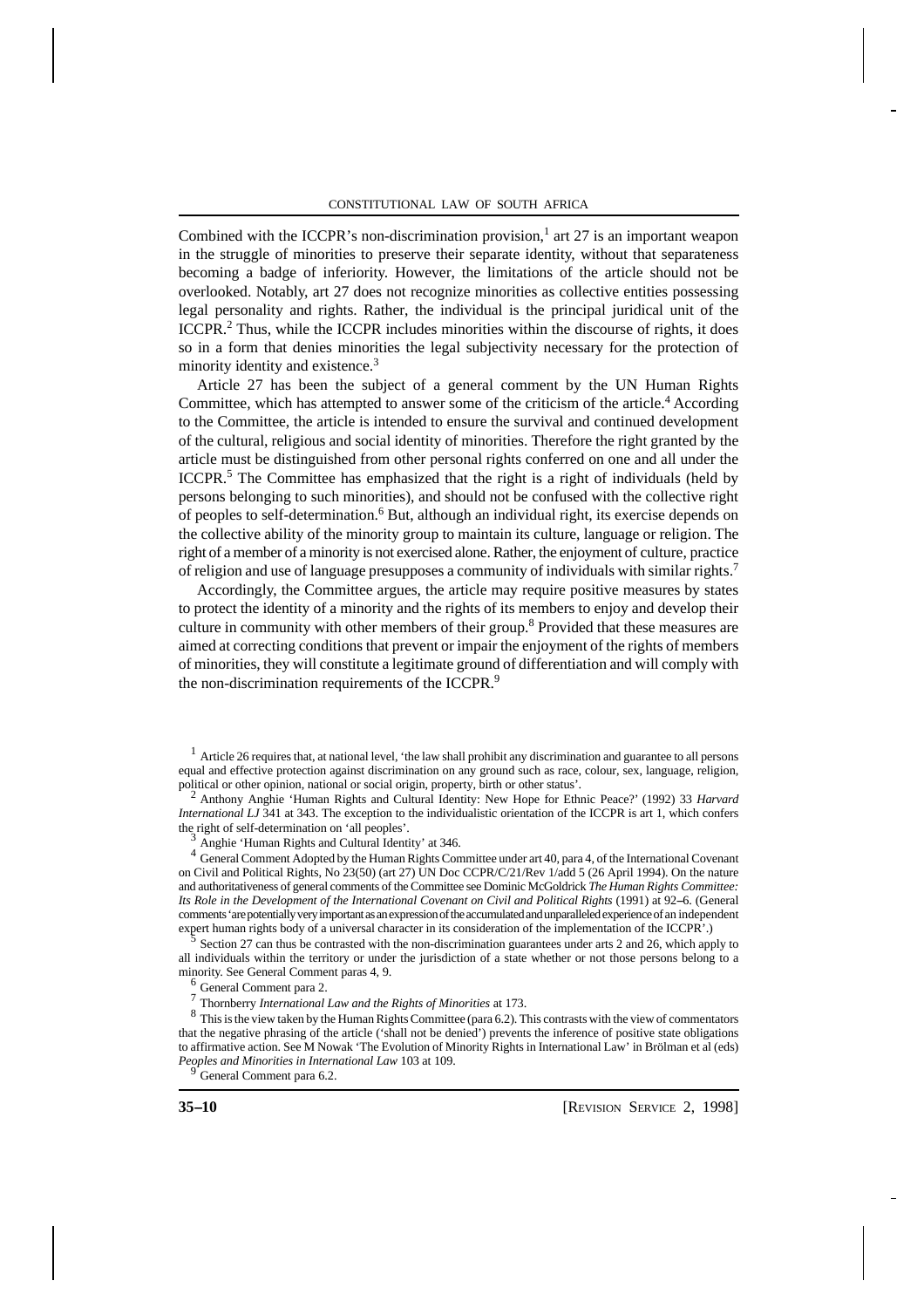Combined with the ICCPR's non-discrimination provision,[1] art 27 is an important weapon in the struggle of minorities to preserve their separate identity, without that separateness becoming a badge of inferiority. However, the limitations of the article should not be overlooked. Notably, art 27 does not recognize minorities as collective entities possessing legal personality and rights. Rather, the individual is the principal juridical unit of the ICCPR.[2] Thus, while the ICCPR includes minorities within the discourse of rights, it does so in a form that denies minorities the legal subjectivity necessary for the protection of minority identity and existence.[3]

Article 27 has been the subject of a general comment by the UN Human Rights Committee, which has attempted to answer some of the criticism of the article.[4] According to the Committee, the article is intended to ensure the survival and continued development of the cultural, religious and social identity of minorities. Therefore the right granted by the article must be distinguished from other personal rights conferred on one and all under the ICCPR.[5] The Committee has emphasized that the right is a right of individuals (held by persons belonging to such minorities), and should not be confused with the collective right of peoples to self-determination.[6] But, although an individual right, its exercise depends on the collective ability of the minority group to maintain its culture, language or religion. The right of a member of a minority is not exercised alone. Rather, the enjoyment of culture, practice of religion and use of language presupposes a community of individuals with similar rights.[7]

Accordingly, the Committee argues, the article may require positive measures by states to protect the identity of a minority and the rights of its members to enjoy and develop their culture in community with other members of their group.[8] Provided that these measures are aimed at correcting conditions that prevent or impair the enjoyment of the rights of members of minorities, they will constitute a legitimate ground of differentiation and will comply with the non-discrimination requirements of the ICCPR.[9]

---

[1] Article 26 requires that, at national level, 'the law shall prohibit any discrimination and guarantee to all persons equal and effective protection against discrimination on any ground such as race, colour, sex, language, religion, political or other opinion, national or social origin, property, birth or other status'.

[2] Anthony Anghie 'Human Rights and Cultural Identity: New Hope for Ethnic Peace?' (1992) 33 *Harvard International LJ* 341 at 343. The exception to the individualistic orientation of the ICCPR is art 1, which confers the right of self-determination on 'all peoples'.

[3] Anghie 'Human Rights and Cultural Identity' at 346.

[4] General Comment Adopted by the Human Rights Committee under art 40, para 4, of the International Covenant on Civil and Political Rights, No 23(50) (art 27) UN Doc CCPR/C/21/Rev 1/add 5 (26 April 1994). On the nature and authoritativeness of general comments of the Committee see Dominic McGoldrick *The Human Rights Committee: Its Role in the Development of the International Covenant on Civil and Political Rights* (1991) at 92–6. (General comments 'are potentially very important as an expression of the accumulated and unparalleled experience of an independent expert human rights body of a universal character in its consideration of the implementation of the ICCPR'.)

[5] Section 27 can thus be contrasted with the non-discrimination guarantees under arts 2 and 26, which apply to all individuals within the territory or under the jurisdiction of a state whether or not those persons belong to a minority. See General Comment paras 4, 9.

[6] General Comment para 2.

[7] Thornberry *International Law and the Rights of Minorities* at 173.

[8] This is the view taken by the Human Rights Committee (para 6.2). This contrasts with the view of commentators that the negative phrasing of the article ('shall not be denied') prevents the inference of positive state obligations to affirmative action. See M Nowak 'The Evolution of Minority Rights in International Law' in Brölman et al (eds) *Peoples and Minorities in International Law* 103 at 109.

[9] General Comment para 6.2.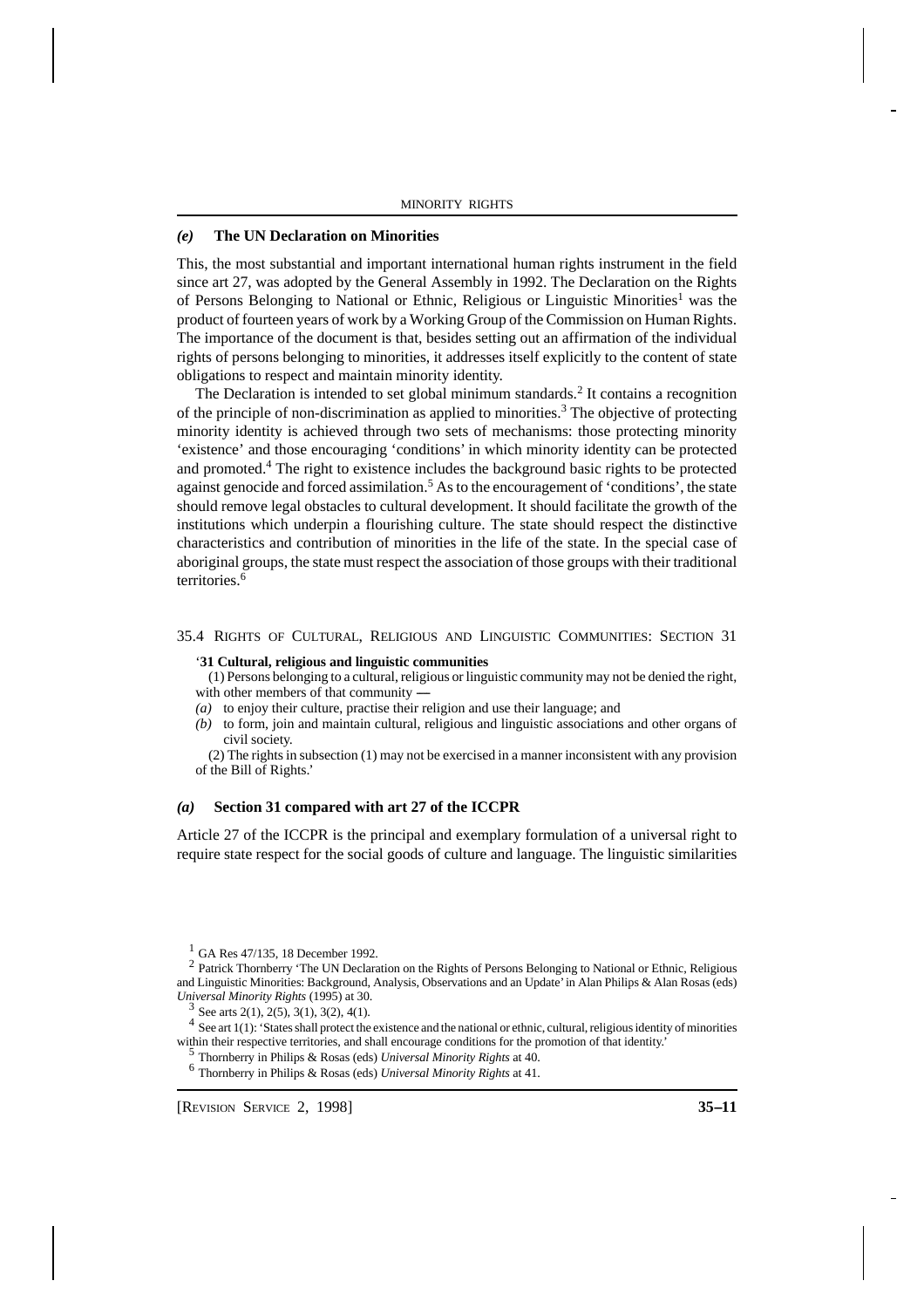### *(e)* The UN Declaration on Minorities

This, the most substantial and important international human rights instrument in the field since art 27, was adopted by the General Assembly in 1992. The Declaration on the Rights of Persons Belonging to National or Ethnic, Religious or Linguistic Minorities[1] was the product of fourteen years of work by a Working Group of the Commission on Human Rights. The importance of the document is that, besides setting out an affirmation of the individual rights of persons belonging to minorities, it addresses itself explicitly to the content of state obligations to respect and maintain minority identity.

The Declaration is intended to set global minimum standards.[2] It contains a recognition of the principle of non-discrimination as applied to minorities.[3] The objective of protecting minority identity is achieved through two sets of mechanisms: those protecting minority 'existence' and those encouraging 'conditions' in which minority identity can be protected and promoted.[4] The right to existence includes the background basic rights to be protected against genocide and forced assimilation.[5] As to the encouragement of 'conditions', the state should remove legal obstacles to cultural development. It should facilitate the growth of the institutions which underpin a flourishing culture. The state should respect the distinctive characteristics and contribution of minorities in the life of the state. In the special case of aboriginal groups, the state must respect the association of those groups with their traditional territories.[6]

## 35.4 Rights of Cultural, Religious and Linguistic Communities: Section 31

'**31 Cultural, religious and linguistic communities**

(1) Persons belonging to a cultural, religious or linguistic community may not be denied the right, with other members of that community —

*(a)* to enjoy their culture, practise their religion and use their language; and

*(b)* to form, join and maintain cultural, religious and linguistic associations and other organs of civil society.

(2) The rights in subsection (1) may not be exercised in a manner inconsistent with any provision of the Bill of Rights.'

### *(a)* Section 31 compared with art 27 of the ICCPR

Article 27 of the ICCPR is the principal and exemplary formulation of a universal right to require state respect for the social goods of culture and language. The linguistic similarities

---

[1] GA Res 47/135, 18 December 1992.

[2] Patrick Thornberry 'The UN Declaration on the Rights of Persons Belonging to National or Ethnic, Religious and Linguistic Minorities: Background, Analysis, Observations and an Update' in Alan Philips & Alan Rosas (eds) *Universal Minority Rights* (1995) at 30.

[3] See arts 2(1), 2(5), 3(1), 3(2), 4(1).

[4] See art 1(1): 'States shall protect the existence and the national or ethnic, cultural, religious identity of minorities within their respective territories, and shall encourage conditions for the promotion of that identity.'

[5] Thornberry in Philips & Rosas (eds) *Universal Minority Rights* at 40.

[6] Thornberry in Philips & Rosas (eds) *Universal Minority Rights* at 41.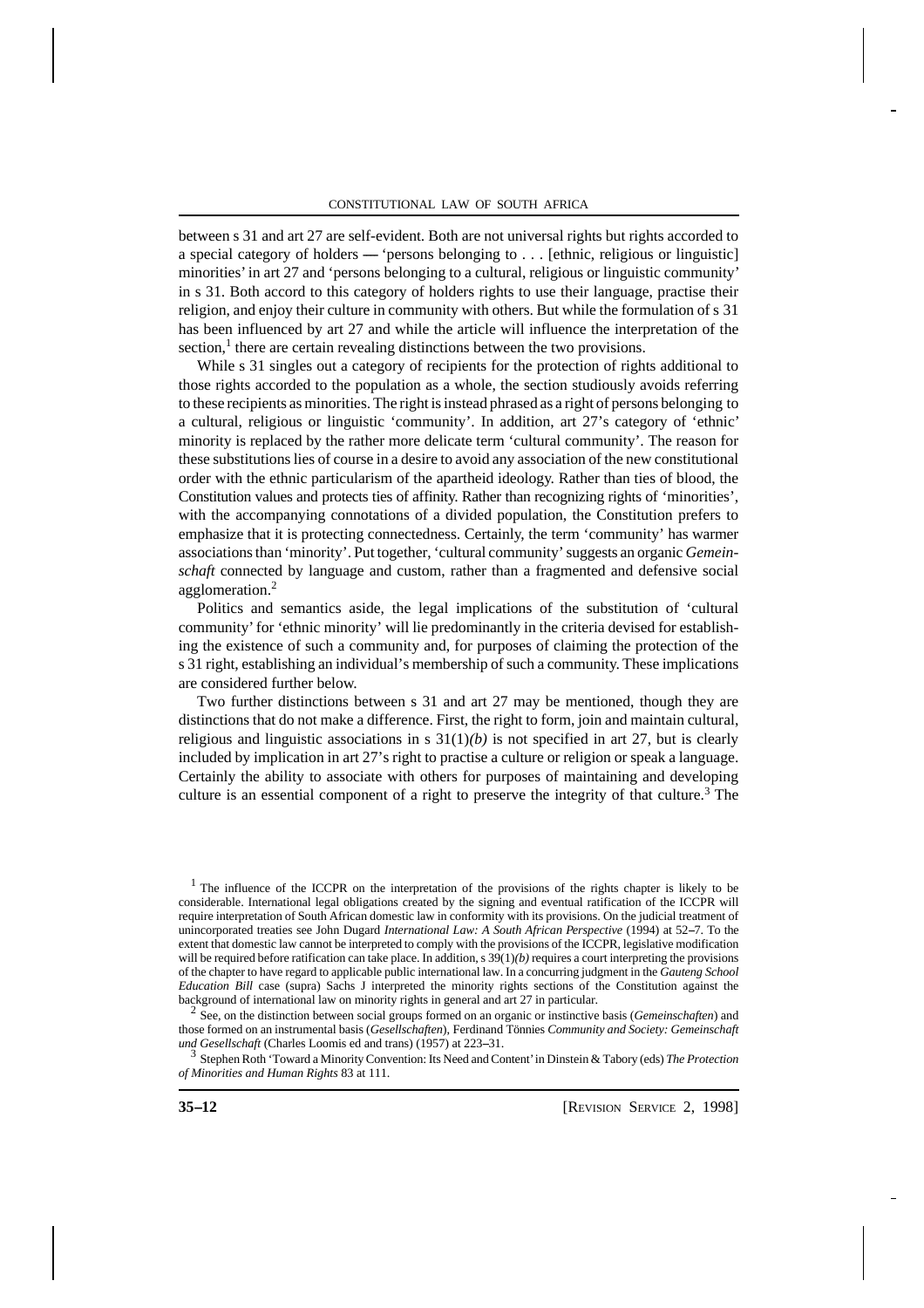between s 31 and art 27 are self-evident. Both are not universal rights but rights accorded to a special category of holders — 'persons belonging to . . . [ethnic, religious or linguistic] minorities' in art 27 and 'persons belonging to a cultural, religious or linguistic community' in s 31. Both accord to this category of holders rights to use their language, practise their religion, and enjoy their culture in community with others. But while the formulation of s 31 has been influenced by art 27 and while the article will influence the interpretation of the section,[1] there are certain revealing distinctions between the two provisions.

While s 31 singles out a category of recipients for the protection of rights additional to those rights accorded to the population as a whole, the section studiously avoids referring to these recipients as minorities. The right is instead phrased as a right of persons belonging to a cultural, religious or linguistic 'community'. In addition, art 27's category of 'ethnic' minority is replaced by the rather more delicate term 'cultural community'. The reason for these substitutions lies of course in a desire to avoid any association of the new constitutional order with the ethnic particularism of the apartheid ideology. Rather than ties of blood, the Constitution values and protects ties of affinity. Rather than recognizing rights of 'minorities', with the accompanying connotations of a divided population, the Constitution prefers to emphasize that it is protecting connectedness. Certainly, the term 'community' has warmer associations than 'minority'. Put together, 'cultural community' suggests an organic *Gemeinschaft* connected by language and custom, rather than a fragmented and defensive social agglomeration.[2]

Politics and semantics aside, the legal implications of the substitution of 'cultural community' for 'ethnic minority' will lie predominantly in the criteria devised for establishing the existence of such a community and, for purposes of claiming the protection of the s 31 right, establishing an individual's membership of such a community. These implications are considered further below.

Two further distinctions between s 31 and art 27 may be mentioned, though they are distinctions that do not make a difference. First, the right to form, join and maintain cultural, religious and linguistic associations in s 31(1)*(b)* is not specified in art 27, but is clearly included by implication in art 27's right to practise a culture or religion or speak a language. Certainly the ability to associate with others for purposes of maintaining and developing culture is an essential component of a right to preserve the integrity of that culture.[3] The

---

[1] The influence of the ICCPR on the interpretation of the provisions of the rights chapter is likely to be considerable. International legal obligations created by the signing and eventual ratification of the ICCPR will require interpretation of South African domestic law in conformity with its provisions. On the judicial treatment of unincorporated treaties see John Dugard *International Law: A South African Perspective* (1994) at 52–7. To the extent that domestic law cannot be interpreted to comply with the provisions of the ICCPR, legislative modification will be required before ratification can take place. In addition, s 39(1)*(b)* requires a court interpreting the provisions of the chapter to have regard to applicable public international law. In a concurring judgment in the *Gauteng School Education Bill* case (supra) Sachs J interpreted the minority rights sections of the Constitution against the background of international law on minority rights in general and art 27 in particular.

[2] See, on the distinction between social groups formed on an organic or instinctive basis (*Gemeinschaften*) and those formed on an instrumental basis (*Gesellschaften*), Ferdinand Tönnies *Community and Society: Gemeinschaft und Gesellschaft* (Charles Loomis ed and trans) (1957) at 223–31.

[3] Stephen Roth 'Toward a Minority Convention: Its Need and Content' in Dinstein & Tabory (eds) *The Protection of Minorities and Human Rights* 83 at 111.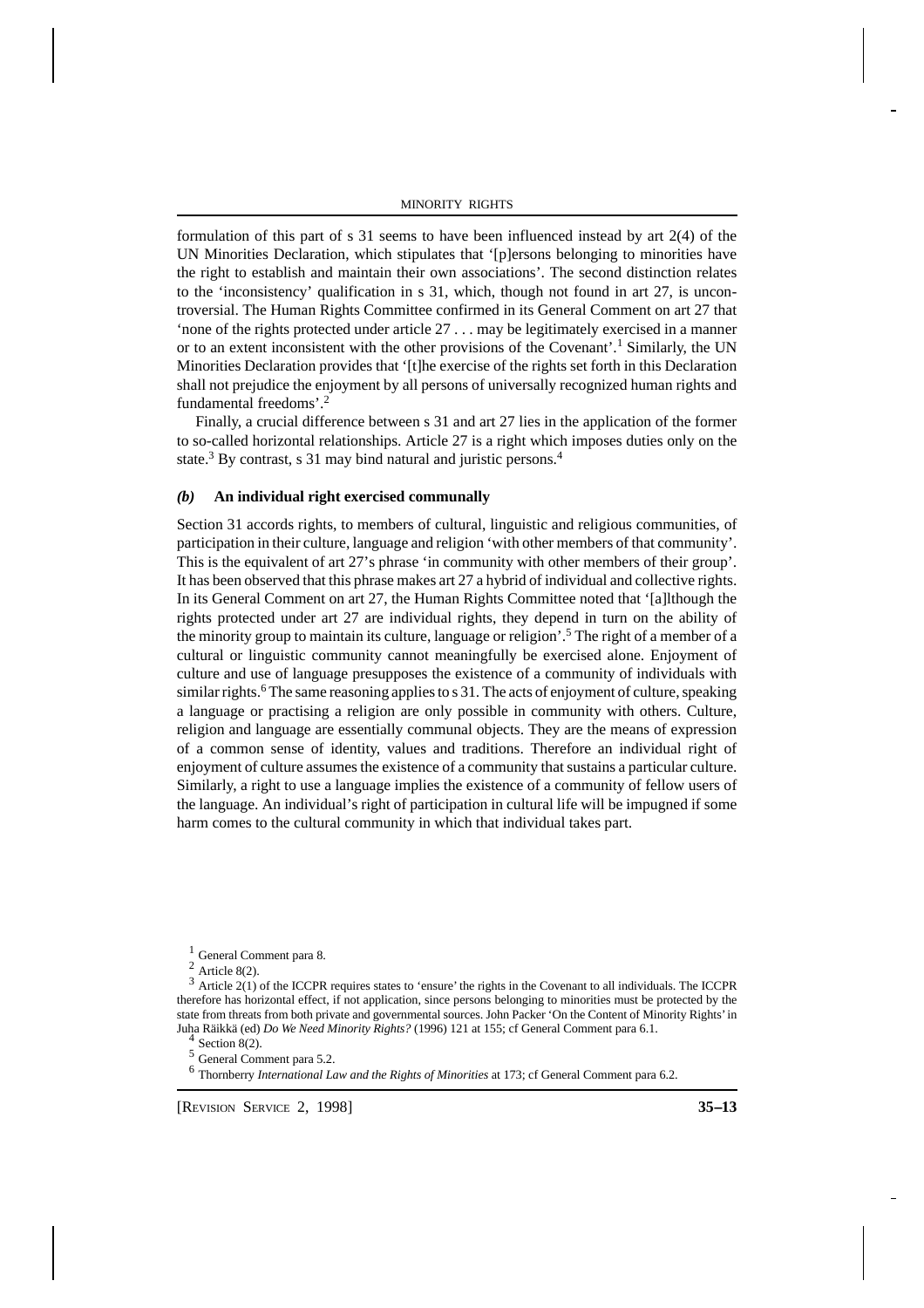formulation of this part of s 31 seems to have been influenced instead by art 2(4) of the UN Minorities Declaration, which stipulates that '[p]ersons belonging to minorities have the right to establish and maintain their own associations'. The second distinction relates to the 'inconsistency' qualification in s 31, which, though not found in art 27, is uncontroversial. The Human Rights Committee confirmed in its General Comment on art 27 that 'none of the rights protected under article 27 . . . may be legitimately exercised in a manner or to an extent inconsistent with the other provisions of the Covenant'.[1] Similarly, the UN Minorities Declaration provides that '[t]he exercise of the rights set forth in this Declaration shall not prejudice the enjoyment by all persons of universally recognized human rights and fundamental freedoms'.[2]

Finally, a crucial difference between s 31 and art 27 lies in the application of the former to so-called horizontal relationships. Article 27 is a right which imposes duties only on the state.[3] By contrast, s 31 may bind natural and juristic persons.[4]

### *(b)* **An individual right exercised communally**

Section 31 accords rights, to members of cultural, linguistic and religious communities, of participation in their culture, language and religion 'with other members of that community'. This is the equivalent of art 27's phrase 'in community with other members of their group'. It has been observed that this phrase makes art 27 a hybrid of individual and collective rights. In its General Comment on art 27, the Human Rights Committee noted that '[a]lthough the rights protected under art 27 are individual rights, they depend in turn on the ability of the minority group to maintain its culture, language or religion'.[5] The right of a member of a cultural or linguistic community cannot meaningfully be exercised alone. Enjoyment of culture and use of language presupposes the existence of a community of individuals with similar rights.[6] The same reasoning applies to s 31. The acts of enjoyment of culture, speaking a language or practising a religion are only possible in community with others. Culture, religion and language are essentially communal objects. They are the means of expression of a common sense of identity, values and traditions. Therefore an individual right of enjoyment of culture assumes the existence of a community that sustains a particular culture. Similarly, a right to use a language implies the existence of a community of fellow users of the language. An individual's right of participation in cultural life will be impugned if some harm comes to the cultural community in which that individual takes part.

---

[1] General Comment para 8.

[2] Article 8(2).

[3] Article 2(1) of the ICCPR requires states to 'ensure' the rights in the Covenant to all individuals. The ICCPR therefore has horizontal effect, if not application, since persons belonging to minorities must be protected by the state from threats from both private and governmental sources. John Packer 'On the Content of Minority Rights' in Juha Räikkä (ed) *Do We Need Minority Rights?* (1996) 121 at 155; cf General Comment para 6.1.

[4] Section 8(2).

[5] General Comment para 5.2.

[6] Thornberry *International Law and the Rights of Minorities* at 173; cf General Comment para 6.2.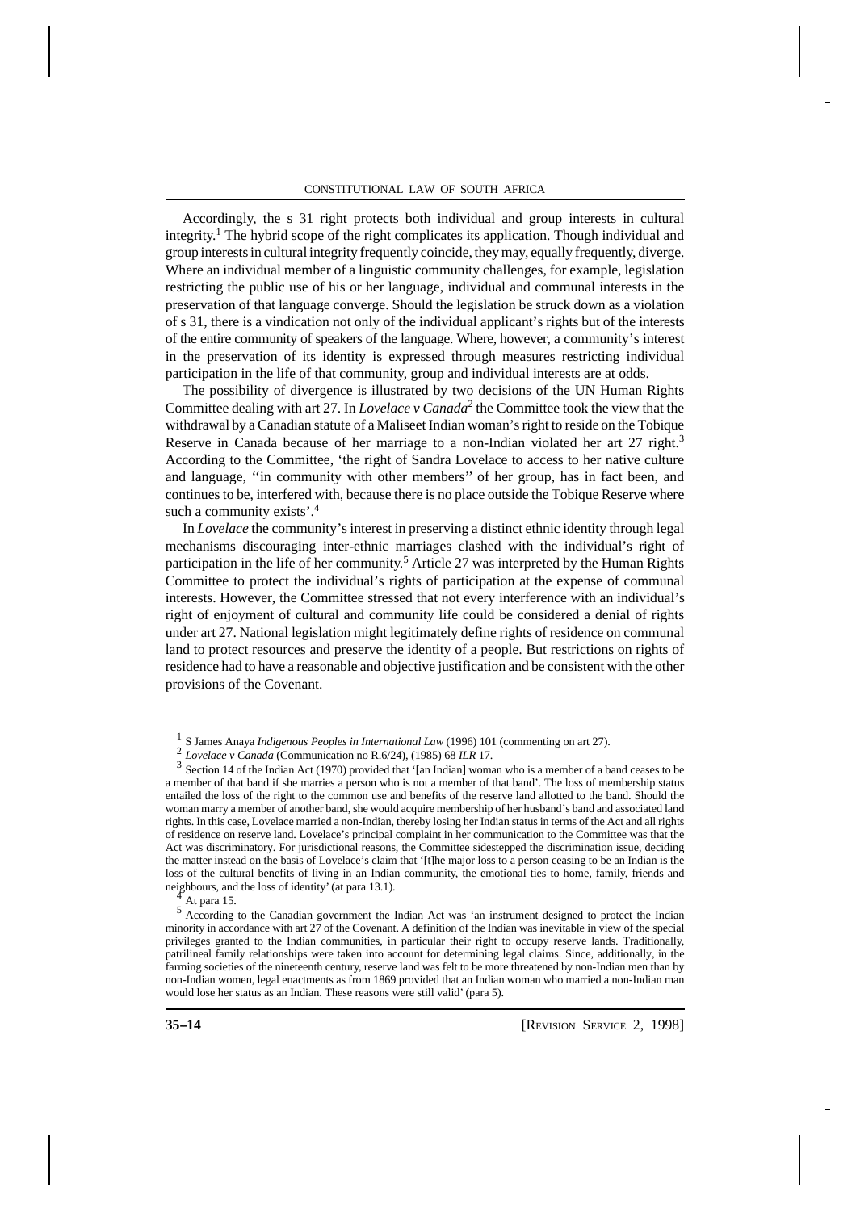Accordingly, the s 31 right protects both individual and group interests in cultural integrity.[1] The hybrid scope of the right complicates its application. Though individual and group interests in cultural integrity frequently coincide, they may, equally frequently, diverge. Where an individual member of a linguistic community challenges, for example, legislation restricting the public use of his or her language, individual and communal interests in the preservation of that language converge. Should the legislation be struck down as a violation of s 31, there is a vindication not only of the individual applicant's rights but of the interests of the entire community of speakers of the language. Where, however, a community's interest in the preservation of its identity is expressed through measures restricting individual participation in the life of that community, group and individual interests are at odds.

The possibility of divergence is illustrated by two decisions of the UN Human Rights Committee dealing with art 27. In *Lovelace v Canada*[2] the Committee took the view that the withdrawal by a Canadian statute of a Maliseet Indian woman's right to reside on the Tobique Reserve in Canada because of her marriage to a non-Indian violated her art 27 right.[3] According to the Committee, 'the right of Sandra Lovelace to access to her native culture and language, ''in community with other members'' of her group, has in fact been, and continues to be, interfered with, because there is no place outside the Tobique Reserve where such a community exists'.[4]

In *Lovelace* the community's interest in preserving a distinct ethnic identity through legal mechanisms discouraging inter-ethnic marriages clashed with the individual's right of participation in the life of her community.[5] Article 27 was interpreted by the Human Rights Committee to protect the individual's rights of participation at the expense of communal interests. However, the Committee stressed that not every interference with an individual's right of enjoyment of cultural and community life could be considered a denial of rights under art 27. National legislation might legitimately define rights of residence on communal land to protect resources and preserve the identity of a people. But restrictions on rights of residence had to have a reasonable and objective justification and be consistent with the other provisions of the Covenant.

---

[1] S James Anaya *Indigenous Peoples in International Law* (1996) 101 (commenting on art 27).

[2] *Lovelace v Canada* (Communication no R.6/24), (1985) 68 *ILR* 17.

[3] Section 14 of the Indian Act (1970) provided that '[an Indian] woman who is a member of a band ceases to be a member of that band if she marries a person who is not a member of that band'. The loss of membership status entailed the loss of the right to the common use and benefits of the reserve land allotted to the band. Should the woman marry a member of another band, she would acquire membership of her husband's band and associated land rights. In this case, Lovelace married a non-Indian, thereby losing her Indian status in terms of the Act and all rights of residence on reserve land. Lovelace's principal complaint in her communication to the Committee was that the Act was discriminatory. For jurisdictional reasons, the Committee sidestepped the discrimination issue, deciding the matter instead on the basis of Lovelace's claim that '[t]he major loss to a person ceasing to be an Indian is the loss of the cultural benefits of living in an Indian community, the emotional ties to home, family, friends and neighbours, and the loss of identity' (at para 13.1).

[4] At para 15.

[5] According to the Canadian government the Indian Act was 'an instrument designed to protect the Indian minority in accordance with art 27 of the Covenant. A definition of the Indian was inevitable in view of the special privileges granted to the Indian communities, in particular their right to occupy reserve lands. Traditionally, patrilineal family relationships were taken into account for determining legal claims. Since, additionally, in the farming societies of the nineteenth century, reserve land was felt to be more threatened by non-Indian men than by non-Indian women, legal enactments as from 1869 provided that an Indian woman who married a non-Indian man would lose her status as an Indian. These reasons were still valid' (para 5).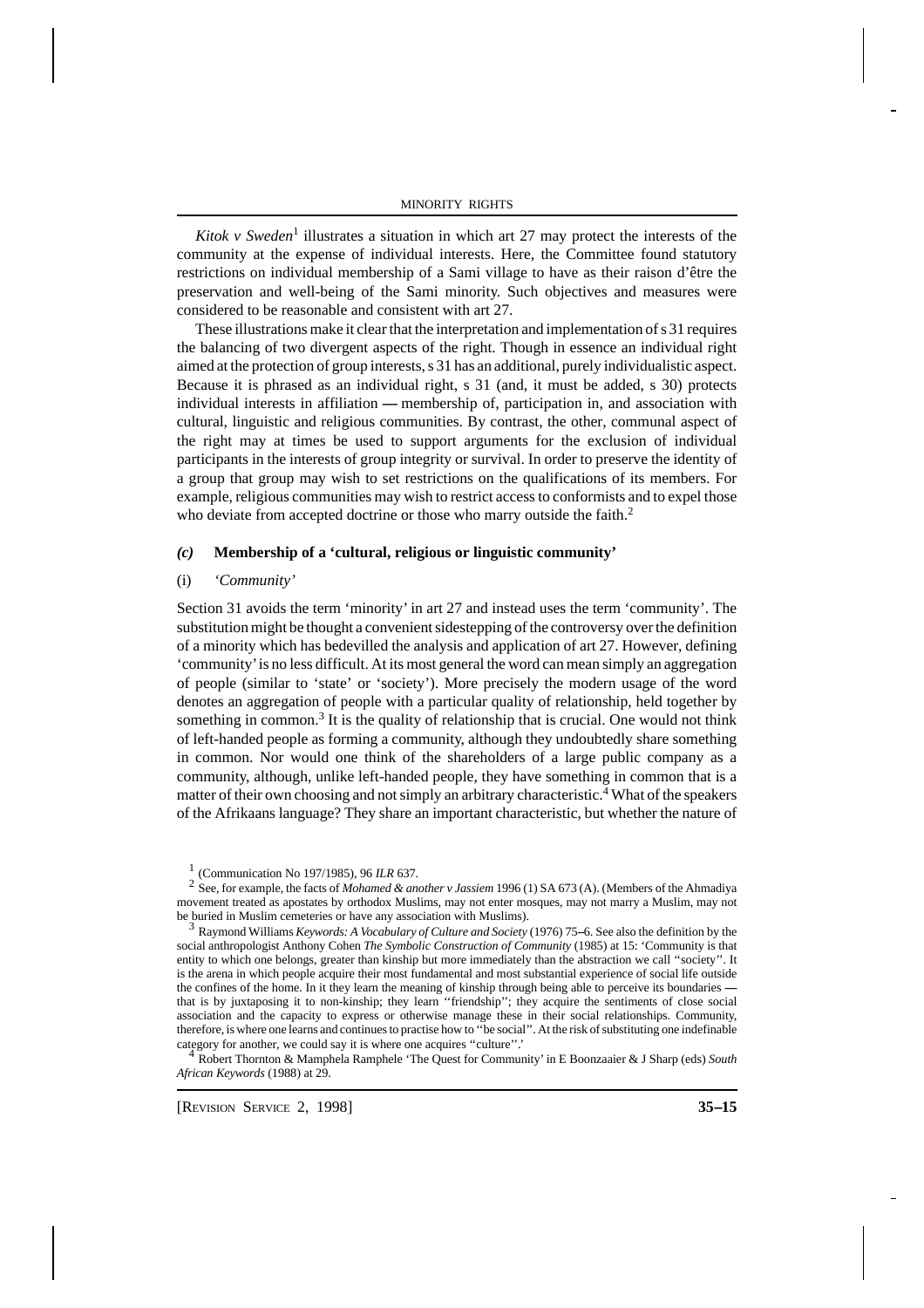*Kitok v Sweden*[1] illustrates a situation in which art 27 may protect the interests of the community at the expense of individual interests. Here, the Committee found statutory restrictions on individual membership of a Sami village to have as their raison d'être the preservation and well-being of the Sami minority. Such objectives and measures were considered to be reasonable and consistent with art 27.

These illustrations make it clear that the interpretation and implementation of s 31 requires the balancing of two divergent aspects of the right. Though in essence an individual right aimed at the protection of group interests, s 31 has an additional, purely individualistic aspect. Because it is phrased as an individual right, s 31 (and, it must be added, s 30) protects individual interests in affiliation — membership of, participation in, and association with cultural, linguistic and religious communities. By contrast, the other, communal aspect of the right may at times be used to support arguments for the exclusion of individual participants in the interests of group integrity or survival. In order to preserve the identity of a group that group may wish to set restrictions on the qualifications of its members. For example, religious communities may wish to restrict access to conformists and to expel those who deviate from accepted doctrine or those who marry outside the faith.[2]

### *(c)* **Membership of a 'cultural, religious or linguistic community'**

#### (i) *'Community'*

Section 31 avoids the term 'minority' in art 27 and instead uses the term 'community'. The substitution might be thought a convenient sidestepping of the controversy over the definition of a minority which has bedevilled the analysis and application of art 27. However, defining 'community' is no less difficult. At its most general the word can mean simply an aggregation of people (similar to 'state' or 'society'). More precisely the modern usage of the word denotes an aggregation of people with a particular quality of relationship, held together by something in common.[3] It is the quality of relationship that is crucial. One would not think of left-handed people as forming a community, although they undoubtedly share something in common. Nor would one think of the shareholders of a large public company as a community, although, unlike left-handed people, they have something in common that is a matter of their own choosing and not simply an arbitrary characteristic.[4] What of the speakers of the Afrikaans language? They share an important characteristic, but whether the nature of

---

[1] (Communication No 197/1985), 96 *ILR* 637.

[2] See, for example, the facts of *Mohamed & another v Jassiem* 1996 (1) SA 673 (A). (Members of the Ahmadiya movement treated as apostates by orthodox Muslims, may not enter mosques, may not marry a Muslim, may not be buried in Muslim cemeteries or have any association with Muslims).

[3] Raymond Williams *Keywords: A Vocabulary of Culture and Society* (1976) 75–6. See also the definition by the social anthropologist Anthony Cohen *The Symbolic Construction of Community* (1985) at 15: 'Community is that entity to which one belongs, greater than kinship but more immediately than the abstraction we call "society". It is the arena in which people acquire their most fundamental and most substantial experience of social life outside the confines of the home. In it they learn the meaning of kinship through being able to perceive its boundaries — that is by juxtaposing it to non-kinship; they learn "friendship"; they acquire the sentiments of close social association and the capacity to express or otherwise manage these in their social relationships. Community, therefore, is where one learns and continues to practise how to "be social". At the risk of substituting one indefinable category for another, we could say it is where one acquires "culture".'

[4] Robert Thornton & Mamphela Ramphele 'The Quest for Community' in E Boonzaaier & J Sharp (eds) *South African Keywords* (1988) at 29.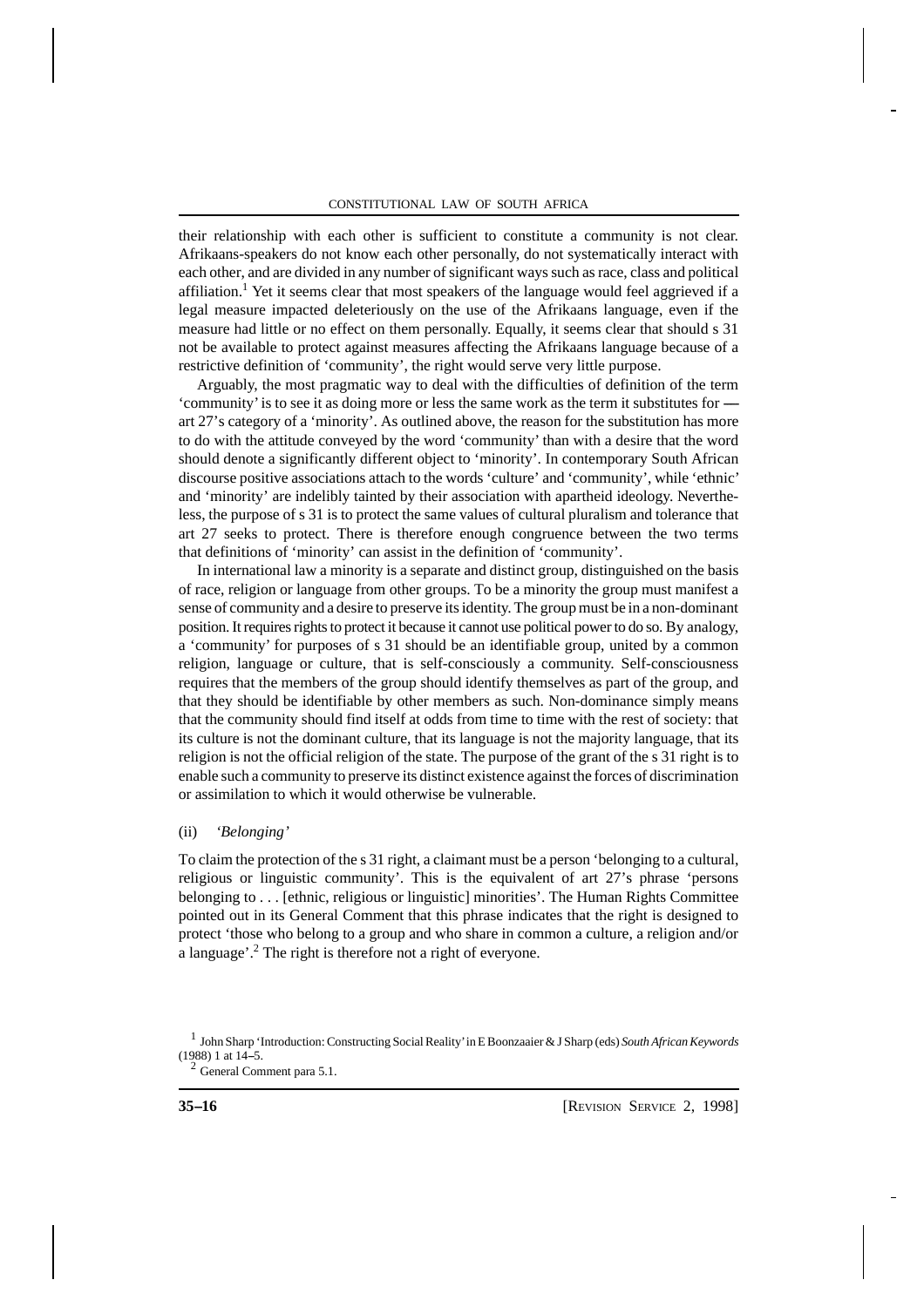their relationship with each other is sufficient to constitute a community is not clear. Afrikaans-speakers do not know each other personally, do not systematically interact with each other, and are divided in any number of significant ways such as race, class and political affiliation.[1] Yet it seems clear that most speakers of the language would feel aggrieved if a legal measure impacted deleteriously on the use of the Afrikaans language, even if the measure had little or no effect on them personally. Equally, it seems clear that should s 31 not be available to protect against measures affecting the Afrikaans language because of a restrictive definition of 'community', the right would serve very little purpose.

Arguably, the most pragmatic way to deal with the difficulties of definition of the term 'community' is to see it as doing more or less the same work as the term it substitutes for — art 27's category of a 'minority'. As outlined above, the reason for the substitution has more to do with the attitude conveyed by the word 'community' than with a desire that the word should denote a significantly different object to 'minority'. In contemporary South African discourse positive associations attach to the words 'culture' and 'community', while 'ethnic' and 'minority' are indelibly tainted by their association with apartheid ideology. Nevertheless, the purpose of s 31 is to protect the same values of cultural pluralism and tolerance that art 27 seeks to protect. There is therefore enough congruence between the two terms that definitions of 'minority' can assist in the definition of 'community'.

In international law a minority is a separate and distinct group, distinguished on the basis of race, religion or language from other groups. To be a minority the group must manifest a sense of community and a desire to preserve its identity. The group must be in a non-dominant position. It requires rights to protect it because it cannot use political power to do so. By analogy, a 'community' for purposes of s 31 should be an identifiable group, united by a common religion, language or culture, that is self-consciously a community. Self-consciousness requires that the members of the group should identify themselves as part of the group, and that they should be identifiable by other members as such. Non-dominance simply means that the community should find itself at odds from time to time with the rest of society: that its culture is not the dominant culture, that its language is not the majority language, that its religion is not the official religion of the state. The purpose of the grant of the s 31 right is to enable such a community to preserve its distinct existence against the forces of discrimination or assimilation to which it would otherwise be vulnerable.

(ii) *'Belonging'*

To claim the protection of the s 31 right, a claimant must be a person 'belonging to a cultural, religious or linguistic community'. This is the equivalent of art 27's phrase 'persons belonging to . . . [ethnic, religious or linguistic] minorities'. The Human Rights Committee pointed out in its General Comment that this phrase indicates that the right is designed to protect 'those who belong to a group and who share in common a culture, a religion and/or a language'.[2] The right is therefore not a right of everyone.

[1] John Sharp 'Introduction: Constructing Social Reality' in E Boonzaaier & J Sharp (eds) *South African Keywords* (1988) 1 at 14–5.

[2] General Comment para 5.1.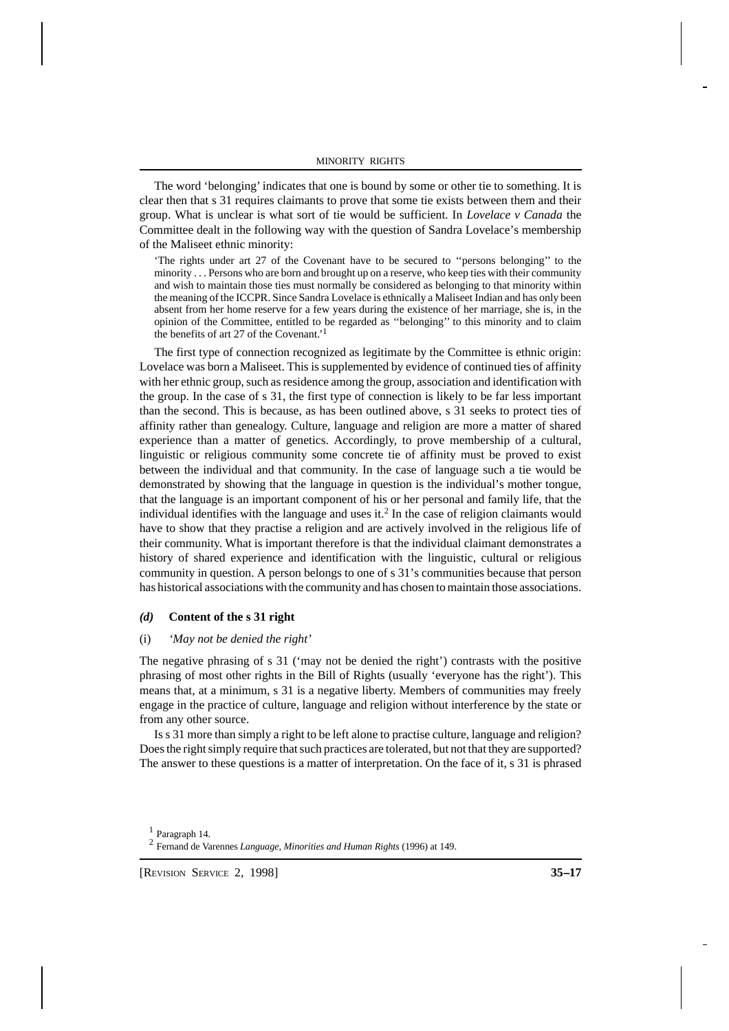The word 'belonging' indicates that one is bound by some or other tie to something. It is clear then that s 31 requires claimants to prove that some tie exists between them and their group. What is unclear is what sort of tie would be sufficient. In *Lovelace v Canada* the Committee dealt in the following way with the question of Sandra Lovelace's membership of the Maliseet ethnic minority:

> 'The rights under art 27 of the Covenant have to be secured to ''persons belonging'' to the minority . . . Persons who are born and brought up on a reserve, who keep ties with their community and wish to maintain those ties must normally be considered as belonging to that minority within the meaning of the ICCPR. Since Sandra Lovelace is ethnically a Maliseet Indian and has only been absent from her home reserve for a few years during the existence of her marriage, she is, in the opinion of the Committee, entitled to be regarded as ''belonging'' to this minority and to claim the benefits of art 27 of the Covenant.'[1]

The first type of connection recognized as legitimate by the Committee is ethnic origin: Lovelace was born a Maliseet. This is supplemented by evidence of continued ties of affinity with her ethnic group, such as residence among the group, association and identification with the group. In the case of s 31, the first type of connection is likely to be far less important than the second. This is because, as has been outlined above, s 31 seeks to protect ties of affinity rather than genealogy. Culture, language and religion are more a matter of shared experience than a matter of genetics. Accordingly, to prove membership of a cultural, linguistic or religious community some concrete tie of affinity must be proved to exist between the individual and that community. In the case of language such a tie would be demonstrated by showing that the language in question is the individual's mother tongue, that the language is an important component of his or her personal and family life, that the individual identifies with the language and uses it.[2] In the case of religion claimants would have to show that they practise a religion and are actively involved in the religious life of their community. What is important therefore is that the individual claimant demonstrates a history of shared experience and identification with the linguistic, cultural or religious community in question. A person belongs to one of s 31's communities because that person has historical associations with the community and has chosen to maintain those associations.

#### *(d)* Content of the s 31 right

##### (i) *'May not be denied the right'*

The negative phrasing of s 31 ('may not be denied the right') contrasts with the positive phrasing of most other rights in the Bill of Rights (usually 'everyone has the right'). This means that, at a minimum, s 31 is a negative liberty. Members of communities may freely engage in the practice of culture, language and religion without interference by the state or from any other source.

Is s 31 more than simply a right to be left alone to practise culture, language and religion? Does the right simply require that such practices are tolerated, but not that they are supported? The answer to these questions is a matter of interpretation. On the face of it, s 31 is phrased

[1] Paragraph 14.

[2] Fernand de Varennes *Language, Minorities and Human Rights* (1996) at 149.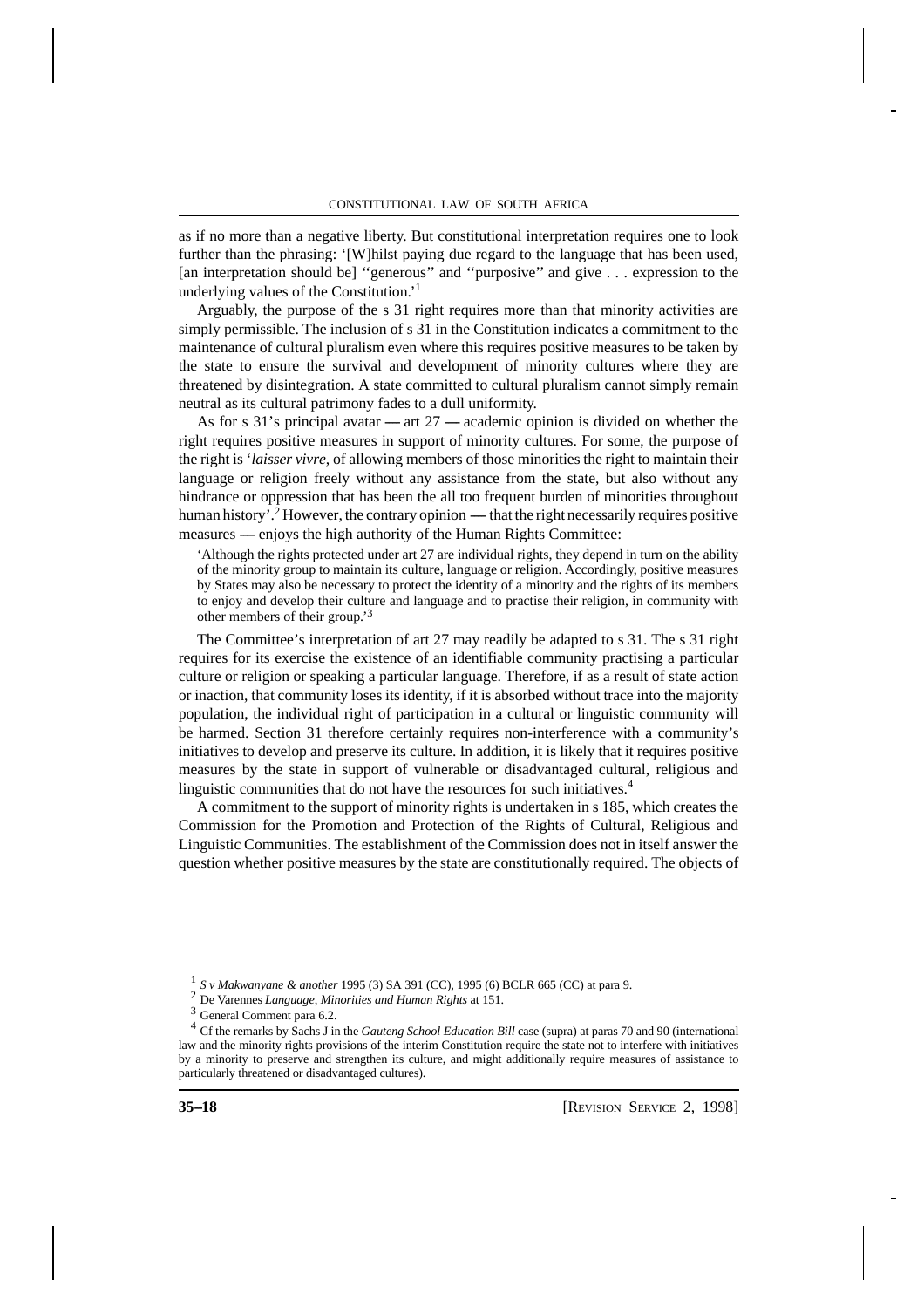as if no more than a negative liberty. But constitutional interpretation requires one to look further than the phrasing: '[W]hilst paying due regard to the language that has been used, [an interpretation should be] ''generous'' and ''purposive'' and give . . . expression to the underlying values of the Constitution.'[1]

Arguably, the purpose of the s 31 right requires more than that minority activities are simply permissible. The inclusion of s 31 in the Constitution indicates a commitment to the maintenance of cultural pluralism even where this requires positive measures to be taken by the state to ensure the survival and development of minority cultures where they are threatened by disintegration. A state committed to cultural pluralism cannot simply remain neutral as its cultural patrimony fades to a dull uniformity.

As for s 31's principal avatar — art 27 — academic opinion is divided on whether the right requires positive measures in support of minority cultures. For some, the purpose of the right is '*laisser vivre*, of allowing members of those minorities the right to maintain their language or religion freely without any assistance from the state, but also without any hindrance or oppression that has been the all too frequent burden of minorities throughout human history'.[2] However, the contrary opinion — that the right necessarily requires positive measures — enjoys the high authority of the Human Rights Committee:

> 'Although the rights protected under art 27 are individual rights, they depend in turn on the ability of the minority group to maintain its culture, language or religion. Accordingly, positive measures by States may also be necessary to protect the identity of a minority and the rights of its members to enjoy and develop their culture and language and to practise their religion, in community with other members of their group.'[3]

The Committee's interpretation of art 27 may readily be adapted to s 31. The s 31 right requires for its exercise the existence of an identifiable community practising a particular culture or religion or speaking a particular language. Therefore, if as a result of state action or inaction, that community loses its identity, if it is absorbed without trace into the majority population, the individual right of participation in a cultural or linguistic community will be harmed. Section 31 therefore certainly requires non-interference with a community's initiatives to develop and preserve its culture. In addition, it is likely that it requires positive measures by the state in support of vulnerable or disadvantaged cultural, religious and linguistic communities that do not have the resources for such initiatives.[4]

A commitment to the support of minority rights is undertaken in s 185, which creates the Commission for the Promotion and Protection of the Rights of Cultural, Religious and Linguistic Communities. The establishment of the Commission does not in itself answer the question whether positive measures by the state are constitutionally required. The objects of

---

[1] *S v Makwanyane & another* 1995 (3) SA 391 (CC), 1995 (6) BCLR 665 (CC) at para 9.

[2] De Varennes *Language, Minorities and Human Rights* at 151.

[3] General Comment para 6.2.

[4] Cf the remarks by Sachs J in the *Gauteng School Education Bill* case (supra) at paras 70 and 90 (international law and the minority rights provisions of the interim Constitution require the state not to interfere with initiatives by a minority to preserve and strengthen its culture, and might additionally require measures of assistance to particularly threatened or disadvantaged cultures).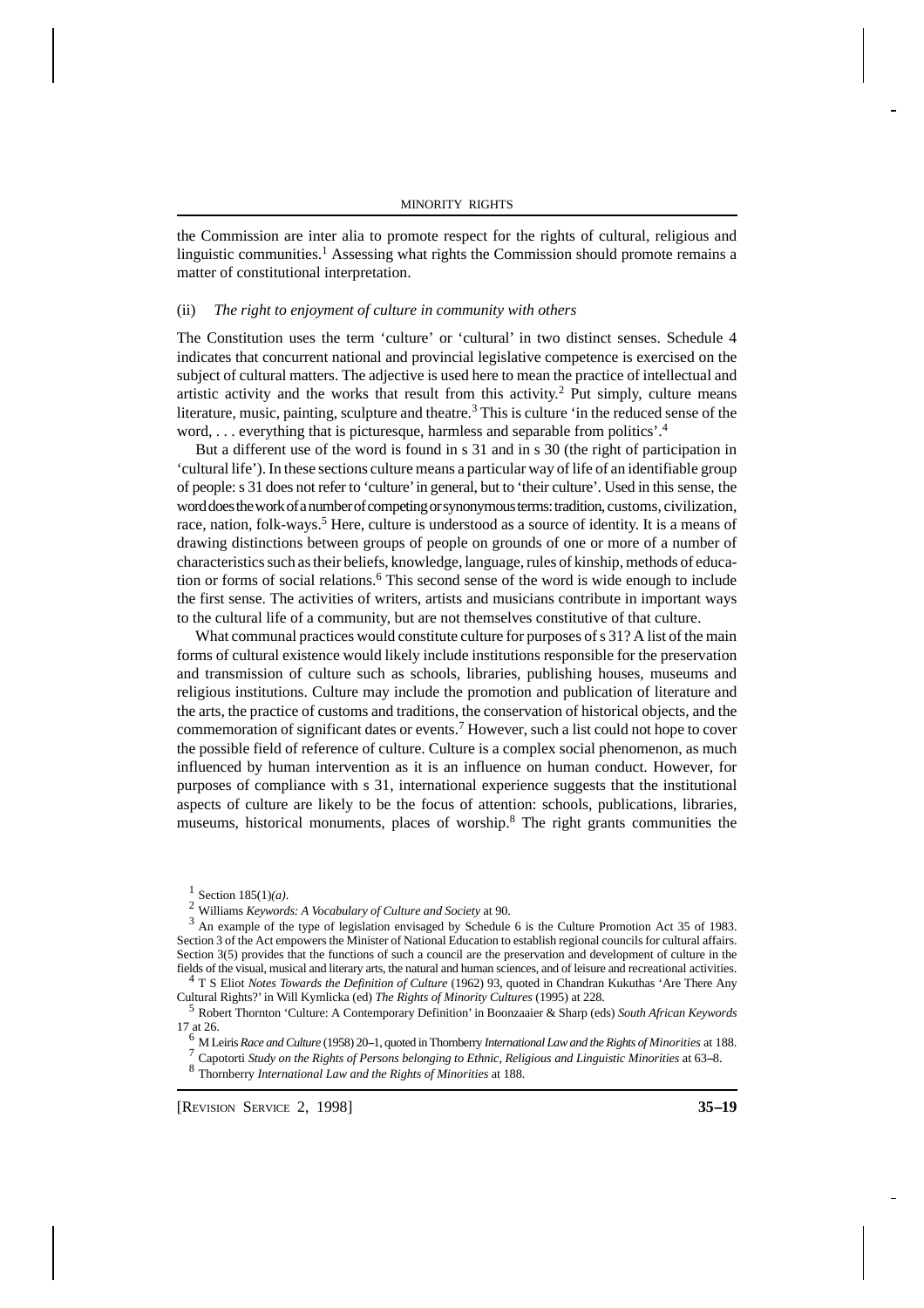the Commission are inter alia to promote respect for the rights of cultural, religious and linguistic communities.[1] Assessing what rights the Commission should promote remains a matter of constitutional interpretation.

(ii) *The right to enjoyment of culture in community with others*

The Constitution uses the term 'culture' or 'cultural' in two distinct senses. Schedule 4 indicates that concurrent national and provincial legislative competence is exercised on the subject of cultural matters. The adjective is used here to mean the practice of intellectual and artistic activity and the works that result from this activity.[2] Put simply, culture means literature, music, painting, sculpture and theatre.[3] This is culture 'in the reduced sense of the word, . . . everything that is picturesque, harmless and separable from politics'.[4]

But a different use of the word is found in s 31 and in s 30 (the right of participation in 'cultural life'). In these sections culture means a particular way of life of an identifiable group of people: s 31 does not refer to 'culture' in general, but to 'their culture'. Used in this sense, the word does the work of a number of competing or synonymous terms: tradition, customs, civilization, race, nation, folk-ways.[5] Here, culture is understood as a source of identity. It is a means of drawing distinctions between groups of people on grounds of one or more of a number of characteristics such as their beliefs, knowledge, language, rules of kinship, methods of education or forms of social relations.[6] This second sense of the word is wide enough to include the first sense. The activities of writers, artists and musicians contribute in important ways to the cultural life of a community, but are not themselves constitutive of that culture.

What communal practices would constitute culture for purposes of s 31? A list of the main forms of cultural existence would likely include institutions responsible for the preservation and transmission of culture such as schools, libraries, publishing houses, museums and religious institutions. Culture may include the promotion and publication of literature and the arts, the practice of customs and traditions, the conservation of historical objects, and the commemoration of significant dates or events.[7] However, such a list could not hope to cover the possible field of reference of culture. Culture is a complex social phenomenon, as much influenced by human intervention as it is an influence on human conduct. However, for purposes of compliance with s 31, international experience suggests that the institutional aspects of culture are likely to be the focus of attention: schools, publications, libraries, museums, historical monuments, places of worship.[8] The right grants communities the

[1] Section 185(1)*(a)*.

[2] Williams *Keywords: A Vocabulary of Culture and Society* at 90.

[3] An example of the type of legislation envisaged by Schedule 6 is the Culture Promotion Act 35 of 1983. Section 3 of the Act empowers the Minister of National Education to establish regional councils for cultural affairs. Section 3(5) provides that the functions of such a council are the preservation and development of culture in the fields of the visual, musical and literary arts, the natural and human sciences, and of leisure and recreational activities.

[4] T S Eliot *Notes Towards the Definition of Culture* (1962) 93, quoted in Chandran Kukuthas 'Are There Any Cultural Rights?' in Will Kymlicka (ed) *The Rights of Minority Cultures* (1995) at 228.

[5] Robert Thornton 'Culture: A Contemporary Definition' in Boonzaaier & Sharp (eds) *South African Keywords* 17 at 26.

[6] M Leiris *Race and Culture* (1958) 20–1, quoted in Thornberry *International Law and the Rights of Minorities* at 188.

[7] Capotorti *Study on the Rights of Persons belonging to Ethnic, Religious and Linguistic Minorities* at 63–8.

[8] Thornberry *International Law and the Rights of Minorities* at 188.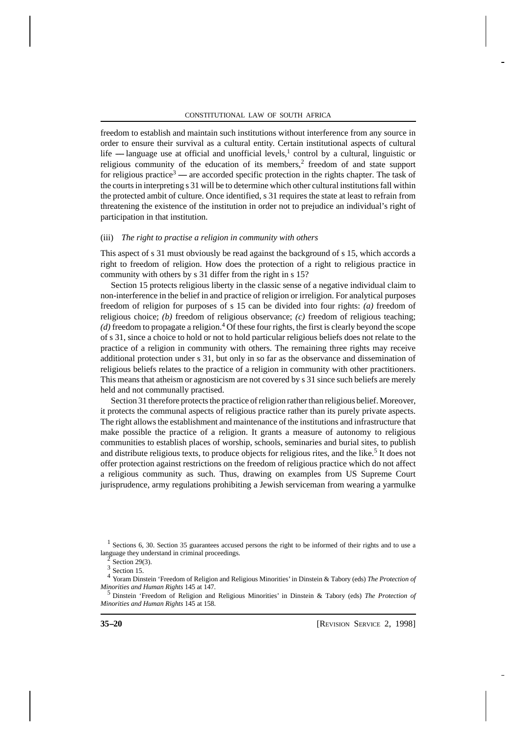freedom to establish and maintain such institutions without interference from any source in order to ensure their survival as a cultural entity. Certain institutional aspects of cultural life — language use at official and unofficial levels,[1] control by a cultural, linguistic or religious community of the education of its members,[2] freedom of and state support for religious practice[3] — are accorded specific protection in the rights chapter. The task of the courts in interpreting s 31 will be to determine which other cultural institutions fall within the protected ambit of culture. Once identified, s 31 requires the state at least to refrain from threatening the existence of the institution in order not to prejudice an individual's right of participation in that institution.

(iii) *The right to practise a religion in community with others*

This aspect of s 31 must obviously be read against the background of s 15, which accords a right to freedom of religion. How does the protection of a right to religious practice in community with others by s 31 differ from the right in s 15?

Section 15 protects religious liberty in the classic sense of a negative individual claim to non-interference in the belief in and practice of religion or irreligion. For analytical purposes freedom of religion for purposes of s 15 can be divided into four rights: *(a)* freedom of religious choice; *(b)* freedom of religious observance; *(c)* freedom of religious teaching; *(d)* freedom to propagate a religion.[4] Of these four rights, the first is clearly beyond the scope of s 31, since a choice to hold or not to hold particular religious beliefs does not relate to the practice of a religion in community with others. The remaining three rights may receive additional protection under s 31, but only in so far as the observance and dissemination of religious beliefs relates to the practice of a religion in community with other practitioners. This means that atheism or agnosticism are not covered by s 31 since such beliefs are merely held and not communally practised.

Section 31 therefore protects the practice of religion rather than religious belief. Moreover, it protects the communal aspects of religious practice rather than its purely private aspects. The right allows the establishment and maintenance of the institutions and infrastructure that make possible the practice of a religion. It grants a measure of autonomy to religious communities to establish places of worship, schools, seminaries and burial sites, to publish and distribute religious texts, to produce objects for religious rites, and the like.[5] It does not offer protection against restrictions on the freedom of religious practice which do not affect a religious community as such. Thus, drawing on examples from US Supreme Court jurisprudence, army regulations prohibiting a Jewish serviceman from wearing a yarmulke

---

[1] Sections 6, 30. Section 35 guarantees accused persons the right to be informed of their rights and to use a language they understand in criminal proceedings.

[2] Section 29(3).

[3] Section 15.

[4] Yoram Dinstein 'Freedom of Religion and Religious Minorities' in Dinstein & Tabory (eds) *The Protection of Minorities and Human Rights* 145 at 147.

[5] Dinstein 'Freedom of Religion and Religious Minorities' in Dinstein & Tabory (eds) *The Protection of Minorities and Human Rights* 145 at 158.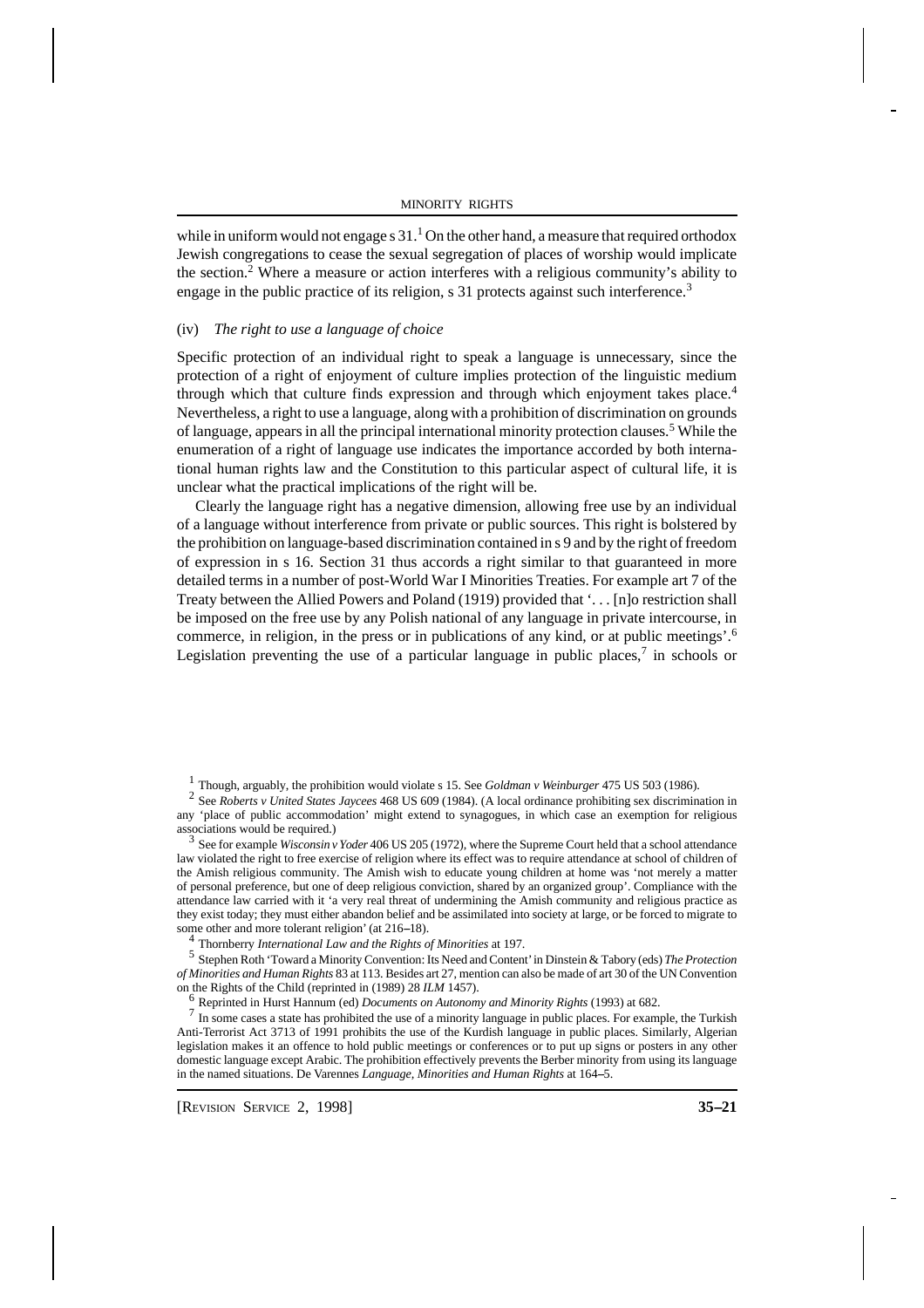while in uniform would not engage s 31.[1] On the other hand, a measure that required orthodox Jewish congregations to cease the sexual segregation of places of worship would implicate the section.[2] Where a measure or action interferes with a religious community's ability to engage in the public practice of its religion, s 31 protects against such interference.[3]

#### (iv) *The right to use a language of choice*

Specific protection of an individual right to speak a language is unnecessary, since the protection of a right of enjoyment of culture implies protection of the linguistic medium through which that culture finds expression and through which enjoyment takes place.[4] Nevertheless, a right to use a language, along with a prohibition of discrimination on grounds of language, appears in all the principal international minority protection clauses.[5] While the enumeration of a right of language use indicates the importance accorded by both international human rights law and the Constitution to this particular aspect of cultural life, it is unclear what the practical implications of the right will be.

Clearly the language right has a negative dimension, allowing free use by an individual of a language without interference from private or public sources. This right is bolstered by the prohibition on language-based discrimination contained in s 9 and by the right of freedom of expression in s 16. Section 31 thus accords a right similar to that guaranteed in more detailed terms in a number of post-World War I Minorities Treaties. For example art 7 of the Treaty between the Allied Powers and Poland (1919) provided that '. . . [n]o restriction shall be imposed on the free use by any Polish national of any language in private intercourse, in commerce, in religion, in the press or in publications of any kind, or at public meetings'.[6] Legislation preventing the use of a particular language in public places,[7] in schools or

---

[1] Though, arguably, the prohibition would violate s 15. See *Goldman v Weinburger* 475 US 503 (1986).

[2] See *Roberts v United States Jaycees* 468 US 609 (1984). (A local ordinance prohibiting sex discrimination in any 'place of public accommodation' might extend to synagogues, in which case an exemption for religious associations would be required.)

[3] See for example *Wisconsin v Yoder* 406 US 205 (1972), where the Supreme Court held that a school attendance law violated the right to free exercise of religion where its effect was to require attendance at school of children of the Amish religious community. The Amish wish to educate young children at home was 'not merely a matter of personal preference, but one of deep religious conviction, shared by an organized group'. Compliance with the attendance law carried with it 'a very real threat of undermining the Amish community and religious practice as they exist today; they must either abandon belief and be assimilated into society at large, or be forced to migrate to some other and more tolerant religion' (at 216–18).

[4] Thornberry *International Law and the Rights of Minorities* at 197.

[5] Stephen Roth 'Toward a Minority Convention: Its Need and Content' in Dinstein & Tabory (eds) *The Protection of Minorities and Human Rights* 83 at 113. Besides art 27, mention can also be made of art 30 of the UN Convention on the Rights of the Child (reprinted in (1989) 28 *ILM* 1457).

[6] Reprinted in Hurst Hannum (ed) *Documents on Autonomy and Minority Rights* (1993) at 682.

[7] In some cases a state has prohibited the use of a minority language in public places. For example, the Turkish Anti-Terrorist Act 3713 of 1991 prohibits the use of the Kurdish language in public places. Similarly, Algerian legislation makes it an offence to hold public meetings or conferences or to put up signs or posters in any other domestic language except Arabic. The prohibition effectively prevents the Berber minority from using its language in the named situations. De Varennes *Language, Minorities and Human Rights* at 164–5.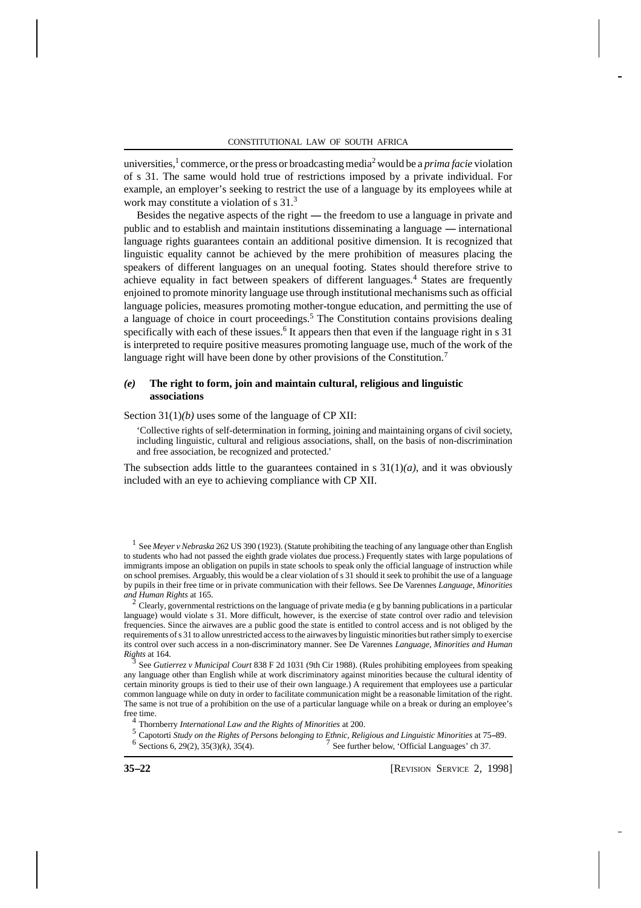universities,[1] commerce, or the press or broadcasting media[2] would be a *prima facie* violation of s 31. The same would hold true of restrictions imposed by a private individual. For example, an employer's seeking to restrict the use of a language by its employees while at work may constitute a violation of s 31.[3]

Besides the negative aspects of the right — the freedom to use a language in private and public and to establish and maintain institutions disseminating a language — international language rights guarantees contain an additional positive dimension. It is recognized that linguistic equality cannot be achieved by the mere prohibition of measures placing the speakers of different languages on an unequal footing. States should therefore strive to achieve equality in fact between speakers of different languages.[4] States are frequently enjoined to promote minority language use through institutional mechanisms such as official language policies, measures promoting mother-tongue education, and permitting the use of a language of choice in court proceedings.[5] The Constitution contains provisions dealing specifically with each of these issues.[6] It appears then that even if the language right in s 31 is interpreted to require positive measures promoting language use, much of the work of the language right will have been done by other provisions of the Constitution.[7]

### *(e)* The right to form, join and maintain cultural, religious and linguistic associations

Section 31(1)*(b)* uses some of the language of CP XII:

> 'Collective rights of self-determination in forming, joining and maintaining organs of civil society, including linguistic, cultural and religious associations, shall, on the basis of non-discrimination and free association, be recognized and protected.'

The subsection adds little to the guarantees contained in s 31(1)*(a)*, and it was obviously included with an eye to achieving compliance with CP XII.

---

[1] See *Meyer v Nebraska* 262 US 390 (1923). (Statute prohibiting the teaching of any language other than English to students who had not passed the eighth grade violates due process.) Frequently states with large populations of immigrants impose an obligation on pupils in state schools to speak only the official language of instruction while on school premises. Arguably, this would be a clear violation of s 31 should it seek to prohibit the use of a language by pupils in their free time or in private communication with their fellows. See De Varennes *Language, Minorities and Human Rights* at 165.

[2] Clearly, governmental restrictions on the language of private media (e g by banning publications in a particular language) would violate s 31. More difficult, however, is the exercise of state control over radio and television frequencies. Since the airwaves are a public good the state is entitled to control access and is not obliged by the requirements of s 31 to allow unrestricted access to the airwaves by linguistic minorities but rather simply to exercise its control over such access in a non-discriminatory manner. See De Varennes *Language, Minorities and Human Rights* at 164.

[3] See *Gutierrez v Municipal Court* 838 F 2d 1031 (9th Cir 1988). (Rules prohibiting employees from speaking any language other than English while at work discriminatory against minorities because the cultural identity of certain minority groups is tied to their use of their own language.) A requirement that employees use a particular common language while on duty in order to facilitate communication might be a reasonable limitation of the right. The same is not true of a prohibition on the use of a particular language while on a break or during an employee's free time.

[4] Thornberry *International Law and the Rights of Minorities* at 200.

[5] Capotorti *Study on the Rights of Persons belonging to Ethnic, Religious and Linguistic Minorities* at 75–89.

[6] Sections 6, 29(2), 35(3)*(k)*, 35(4).

[7] See further below, 'Official Languages' ch 37.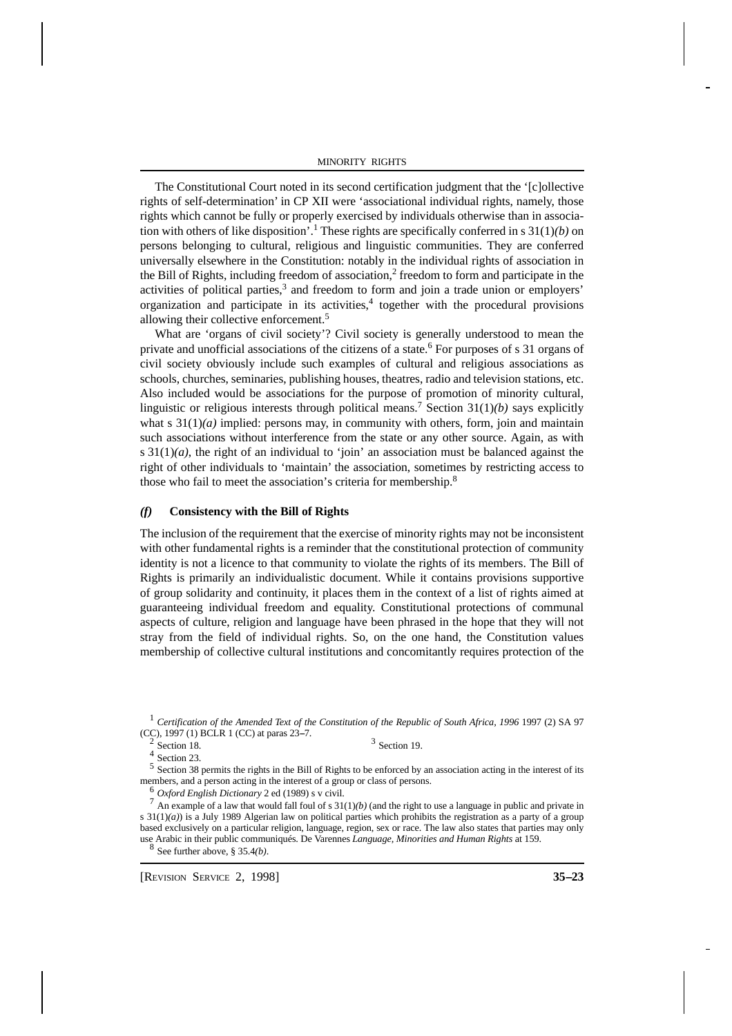The Constitutional Court noted in its second certification judgment that the '[c]ollective rights of self-determination' in CP XII were 'associational individual rights, namely, those rights which cannot be fully or properly exercised by individuals otherwise than in association with others of like disposition'.[1] These rights are specifically conferred in s 31(1)*(b)* on persons belonging to cultural, religious and linguistic communities. They are conferred universally elsewhere in the Constitution: notably in the individual rights of association in the Bill of Rights, including freedom of association,[2] freedom to form and participate in the activities of political parties,[3] and freedom to form and join a trade union or employers' organization and participate in its activities,[4] together with the procedural provisions allowing their collective enforcement.[5]

What are 'organs of civil society'? Civil society is generally understood to mean the private and unofficial associations of the citizens of a state.[6] For purposes of s 31 organs of civil society obviously include such examples of cultural and religious associations as schools, churches, seminaries, publishing houses, theatres, radio and television stations, etc. Also included would be associations for the purpose of promotion of minority cultural, linguistic or religious interests through political means.[7] Section 31(1)*(b)* says explicitly what s 31(1)*(a)* implied: persons may, in community with others, form, join and maintain such associations without interference from the state or any other source. Again, as with s 31(1)*(a)*, the right of an individual to 'join' an association must be balanced against the right of other individuals to 'maintain' the association, sometimes by restricting access to those who fail to meet the association's criteria for membership.[8]

### *(f)* Consistency with the Bill of Rights

The inclusion of the requirement that the exercise of minority rights may not be inconsistent with other fundamental rights is a reminder that the constitutional protection of community identity is not a licence to that community to violate the rights of its members. The Bill of Rights is primarily an individualistic document. While it contains provisions supportive of group solidarity and continuity, it places them in the context of a list of rights aimed at guaranteeing individual freedom and equality. Constitutional protections of communal aspects of culture, religion and language have been phrased in the hope that they will not stray from the field of individual rights. So, on the one hand, the Constitution values membership of collective cultural institutions and concomitantly requires protection of the

---

[1] *Certification of the Amended Text of the Constitution of the Republic of South Africa, 1996* 1997 (2) SA 97 (CC), 1997 (1) BCLR 1 (CC) at paras 23–7.

[2] Section 18.

[3] Section 19.

[4] Section 23.

[5] Section 38 permits the rights in the Bill of Rights to be enforced by an association acting in the interest of its members, and a person acting in the interest of a group or class of persons.

[6] *Oxford English Dictionary* 2 ed (1989) s v civil.

[7] An example of a law that would fall foul of s 31(1)*(b)* (and the right to use a language in public and private in s 31(1)*(a)*) is a July 1989 Algerian law on political parties which prohibits the registration as a party of a group based exclusively on a particular religion, language, region, sex or race. The law also states that parties may only use Arabic in their public communiqués. De Varennes *Language, Minorities and Human Rights* at 159.

[8] See further above, § 35.4*(b)*.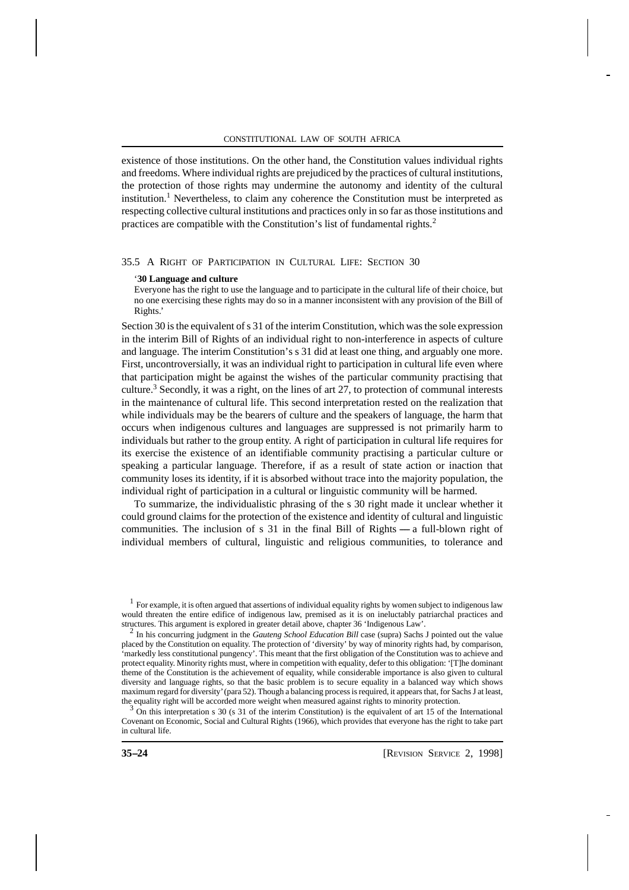existence of those institutions. On the other hand, the Constitution values individual rights and freedoms. Where individual rights are prejudiced by the practices of cultural institutions, the protection of those rights may undermine the autonomy and identity of the cultural institution.[1] Nevertheless, to claim any coherence the Constitution must be interpreted as respecting collective cultural institutions and practices only in so far as those institutions and practices are compatible with the Constitution's list of fundamental rights.[2]

## 35.5 A Right of Participation in Cultural Life: Section 30

> '**30 Language and culture**
>
> Everyone has the right to use the language and to participate in the cultural life of their choice, but no one exercising these rights may do so in a manner inconsistent with any provision of the Bill of Rights.'

Section 30 is the equivalent of s 31 of the interim Constitution, which was the sole expression in the interim Bill of Rights of an individual right to non-interference in aspects of culture and language. The interim Constitution's s 31 did at least one thing, and arguably one more. First, uncontroversially, it was an individual right to participation in cultural life even where that participation might be against the wishes of the particular community practising that culture.[3] Secondly, it was a right, on the lines of art 27, to protection of communal interests in the maintenance of cultural life. This second interpretation rested on the realization that while individuals may be the bearers of culture and the speakers of language, the harm that occurs when indigenous cultures and languages are suppressed is not primarily harm to individuals but rather to the group entity. A right of participation in cultural life requires for its exercise the existence of an identifiable community practising a particular culture or speaking a particular language. Therefore, if as a result of state action or inaction that community loses its identity, if it is absorbed without trace into the majority population, the individual right of participation in a cultural or linguistic community will be harmed.

To summarize, the individualistic phrasing of the s 30 right made it unclear whether it could ground claims for the protection of the existence and identity of cultural and linguistic communities. The inclusion of s 31 in the final Bill of Rights — a full-blown right of individual members of cultural, linguistic and religious communities, to tolerance and

---

[1] For example, it is often argued that assertions of individual equality rights by women subject to indigenous law would threaten the entire edifice of indigenous law, premised as it is on ineluctably patriarchal practices and structures. This argument is explored in greater detail above, chapter 36 'Indigenous Law'.

[2] In his concurring judgment in the *Gauteng School Education Bill* case (supra) Sachs J pointed out the value placed by the Constitution on equality. The protection of 'diversity' by way of minority rights had, by comparison, 'markedly less constitutional pungency'. This meant that the first obligation of the Constitution was to achieve and protect equality. Minority rights must, where in competition with equality, defer to this obligation: '[T]he dominant theme of the Constitution is the achievement of equality, while considerable importance is also given to cultural diversity and language rights, so that the basic problem is to secure equality in a balanced way which shows maximum regard for diversity' (para 52). Though a balancing process is required, it appears that, for Sachs J at least, the equality right will be accorded more weight when measured against rights to minority protection.

[3] On this interpretation s 30 (s 31 of the interim Constitution) is the equivalent of art 15 of the International Covenant on Economic, Social and Cultural Rights (1966), which provides that everyone has the right to take part in cultural life.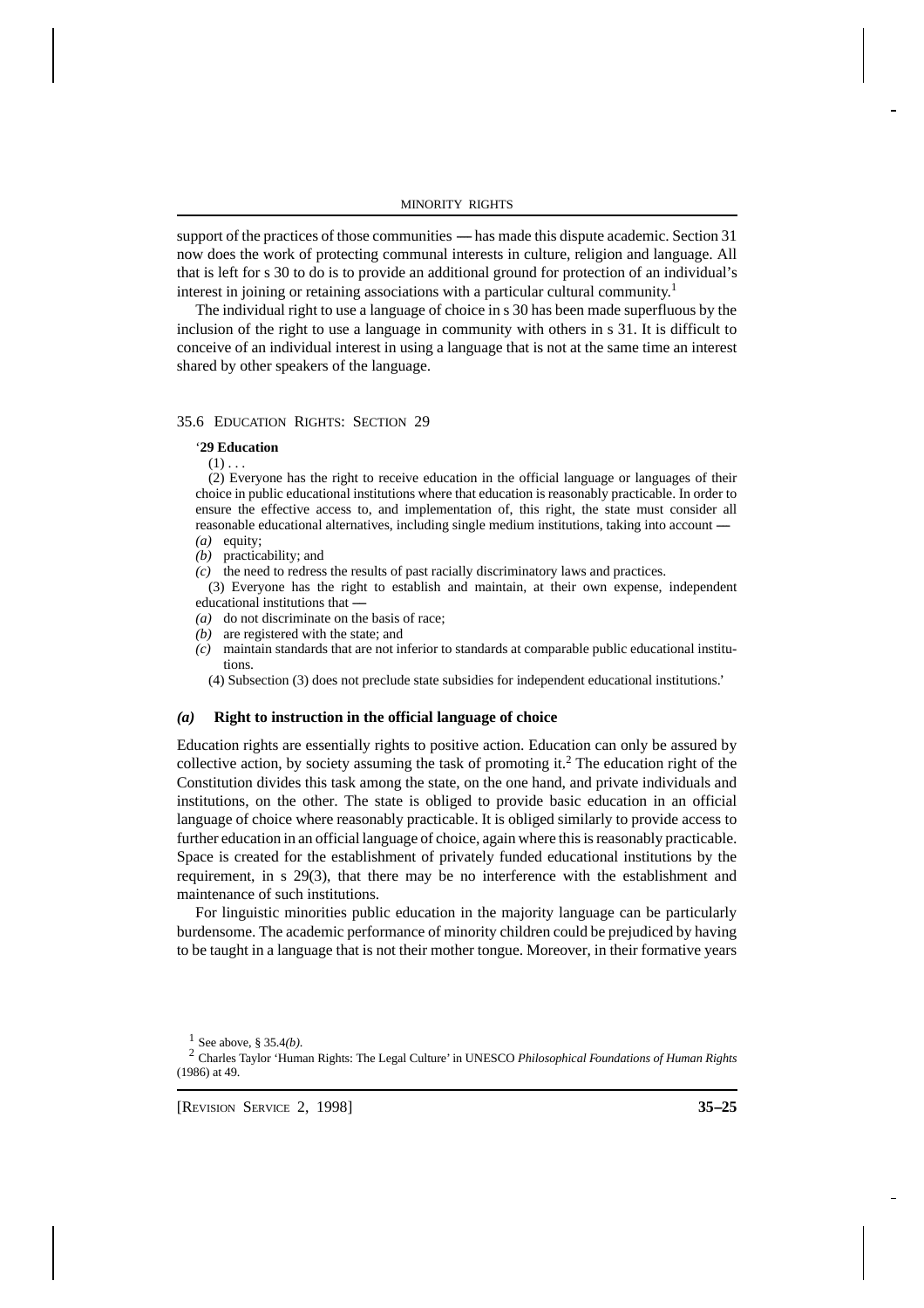support of the practices of those communities — has made this dispute academic. Section 31 now does the work of protecting communal interests in culture, religion and language. All that is left for s 30 to do is to provide an additional ground for protection of an individual's interest in joining or retaining associations with a particular cultural community.[1]

The individual right to use a language of choice in s 30 has been made superfluous by the inclusion of the right to use a language in community with others in s 31. It is difficult to conceive of an individual interest in using a language that is not at the same time an interest shared by other speakers of the language.

## 35.6 Education Rights: Section 29

'**29 Education**

(1) . . .

(2) Everyone has the right to receive education in the official language or languages of their choice in public educational institutions where that education is reasonably practicable. In order to ensure the effective access to, and implementation of, this right, the state must consider all reasonable educational alternatives, including single medium institutions, taking into account —

*(a)* equity;
*(b)* practicability; and
*(c)* the need to redress the results of past racially discriminatory laws and practices.

(3) Everyone has the right to establish and maintain, at their own expense, independent educational institutions that —

*(a)* do not discriminate on the basis of race;
*(b)* are registered with the state; and
*(c)* maintain standards that are not inferior to standards at comparable public educational institutions.

(4) Subsection (3) does not preclude state subsidies for independent educational institutions.'

### *(a)* Right to instruction in the official language of choice

Education rights are essentially rights to positive action. Education can only be assured by collective action, by society assuming the task of promoting it.[2] The education right of the Constitution divides this task among the state, on the one hand, and private individuals and institutions, on the other. The state is obliged to provide basic education in an official language of choice where reasonably practicable. It is obliged similarly to provide access to further education in an official language of choice, again where this is reasonably practicable. Space is created for the establishment of privately funded educational institutions by the requirement, in s 29(3), that there may be no interference with the establishment and maintenance of such institutions.

For linguistic minorities public education in the majority language can be particularly burdensome. The academic performance of minority children could be prejudiced by having to be taught in a language that is not their mother tongue. Moreover, in their formative years

[1] See above, § 35.4*(b)*.

[2] Charles Taylor 'Human Rights: The Legal Culture' in UNESCO *Philosophical Foundations of Human Rights* (1986) at 49.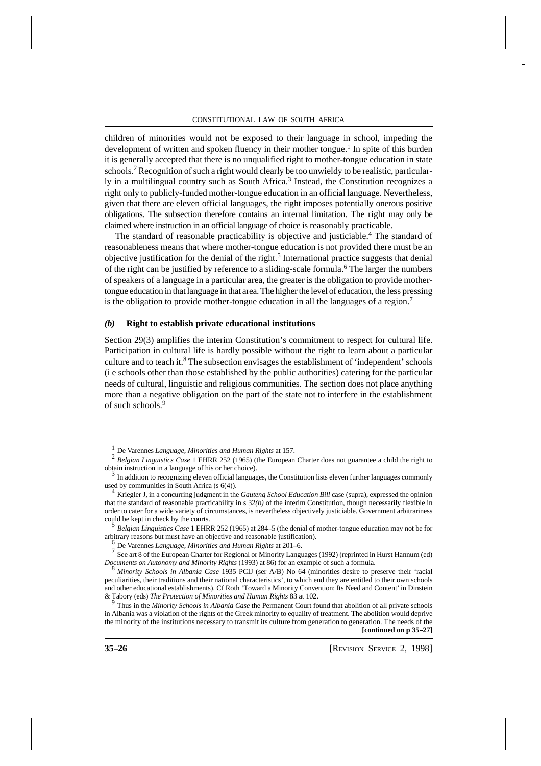children of minorities would not be exposed to their language in school, impeding the development of written and spoken fluency in their mother tongue.[1] In spite of this burden it is generally accepted that there is no unqualified right to mother-tongue education in state schools.[2] Recognition of such a right would clearly be too unwieldy to be realistic, particularly in a multilingual country such as South Africa.[3] Instead, the Constitution recognizes a right only to publicly-funded mother-tongue education in an official language. Nevertheless, given that there are eleven official languages, the right imposes potentially onerous positive obligations. The subsection therefore contains an internal limitation. The right may only be claimed where instruction in an official language of choice is reasonably practicable.

The standard of reasonable practicability is objective and justiciable.[4] The standard of reasonableness means that where mother-tongue education is not provided there must be an objective justification for the denial of the right.[5] International practice suggests that denial of the right can be justified by reference to a sliding-scale formula.[6] The larger the numbers of speakers of a language in a particular area, the greater is the obligation to provide mother-tongue education in that language in that area. The higher the level of education, the less pressing is the obligation to provide mother-tongue education in all the languages of a region.[7]

#### *(b)* Right to establish private educational institutions

Section 29(3) amplifies the interim Constitution's commitment to respect for cultural life. Participation in cultural life is hardly possible without the right to learn about a particular culture and to teach it.[8] The subsection envisages the establishment of 'independent' schools (i e schools other than those established by the public authorities) catering for the particular needs of cultural, linguistic and religious communities. The section does not place anything more than a negative obligation on the part of the state not to interfere in the establishment of such schools.[9]

---

[1] De Varennes *Language, Minorities and Human Rights* at 157.

[2] *Belgian Linguistics Case* 1 EHRR 252 (1965) (the European Charter does not guarantee a child the right to obtain instruction in a language of his or her choice).

[3] In addition to recognizing eleven official languages, the Constitution lists eleven further languages commonly used by communities in South Africa (s 6(4)).

[4] Kriegler J, in a concurring judgment in the *Gauteng School Education Bill* case (supra), expressed the opinion that the standard of reasonable practicability in s 32*(b)* of the interim Constitution, though necessarily flexible in order to cater for a wide variety of circumstances, is nevertheless objectively justiciable. Government arbitrariness could be kept in check by the courts.

[5] *Belgian Linguistics Case* 1 EHRR 252 (1965) at 284–5 (the denial of mother-tongue education may not be for arbitrary reasons but must have an objective and reasonable justification).

[6] De Varennes *Language, Minorities and Human Rights* at 201–6.

[7] See art 8 of the European Charter for Regional or Minority Languages (1992) (reprinted in Hurst Hannum (ed) *Documents on Autonomy and Minority Rights* (1993) at 86) for an example of such a formula.

[8] *Minority Schools in Albania Case* 1935 PCIJ (ser A/B) No 64 (minorities desire to preserve their 'racial peculiarities, their traditions and their national characteristics', to which end they are entitled to their own schools and other educational establishments). Cf Roth 'Toward a Minority Convention: Its Need and Content' in Dinstein & Tabory (eds) *The Protection of Minorities and Human Rights* 83 at 102.

[9] Thus in the *Minority Schools in Albania Case* the Permanent Court found that abolition of all private schools in Albania was a violation of the rights of the Greek minority to equality of treatment. The abolition would deprive the minority of the institutions necessary to transmit its culture from generation to generation. The needs of the

**[continued on p 35–27]**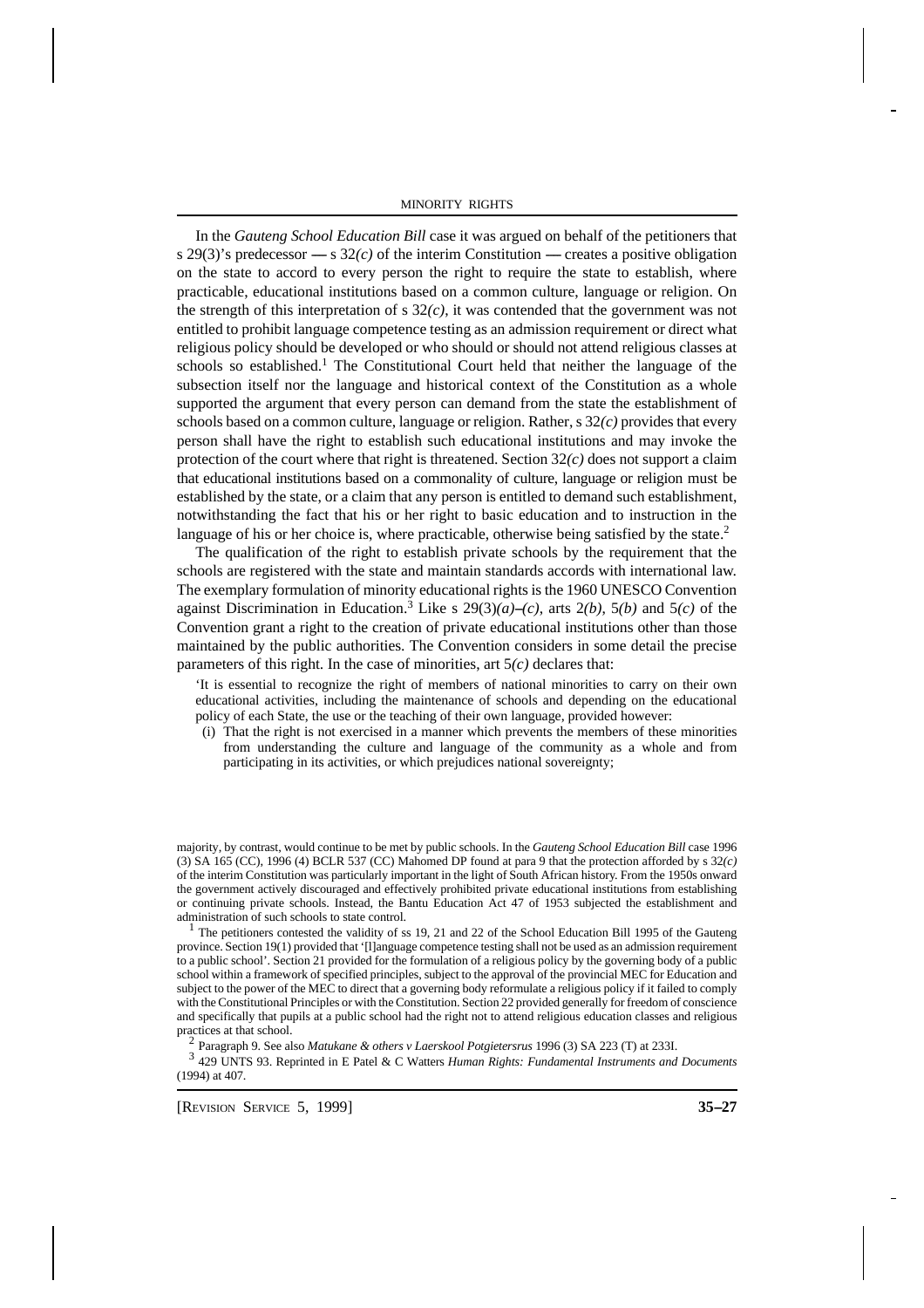In the *Gauteng School Education Bill* case it was argued on behalf of the petitioners that s 29(3)'s predecessor — s 32*(c)* of the interim Constitution — creates a positive obligation on the state to accord to every person the right to require the state to establish, where practicable, educational institutions based on a common culture, language or religion. On the strength of this interpretation of s 32*(c)*, it was contended that the government was not entitled to prohibit language competence testing as an admission requirement or direct what religious policy should be developed or who should or should not attend religious classes at schools so established.[1] The Constitutional Court held that neither the language of the subsection itself nor the language and historical context of the Constitution as a whole supported the argument that every person can demand from the state the establishment of schools based on a common culture, language or religion. Rather, s 32*(c)* provides that every person shall have the right to establish such educational institutions and may invoke the protection of the court where that right is threatened. Section 32*(c)* does not support a claim that educational institutions based on a commonality of culture, language or religion must be established by the state, or a claim that any person is entitled to demand such establishment, notwithstanding the fact that his or her right to basic education and to instruction in the language of his or her choice is, where practicable, otherwise being satisfied by the state.[2]

The qualification of the right to establish private schools by the requirement that the schools are registered with the state and maintain standards accords with international law. The exemplary formulation of minority educational rights is the 1960 UNESCO Convention against Discrimination in Education.[3] Like s 29(3)*(a)*–*(c)*, arts 2*(b)*, 5*(b)* and 5*(c)* of the Convention grant a right to the creation of private educational institutions other than those maintained by the public authorities. The Convention considers in some detail the precise parameters of this right. In the case of minorities, art 5*(c)* declares that:

> 'It is essential to recognize the right of members of national minorities to carry on their own educational activities, including the maintenance of schools and depending on the educational policy of each State, the use or the teaching of their own language, provided however:
>
> (i) That the right is not exercised in a manner which prevents the members of these minorities from understanding the culture and language of the community as a whole and from participating in its activities, or which prejudices national sovereignty;

majority, by contrast, would continue to be met by public schools. In the *Gauteng School Education Bill* case 1996 (3) SA 165 (CC), 1996 (4) BCLR 537 (CC) Mahomed DP found at para 9 that the protection afforded by s 32*(c)* of the interim Constitution was particularly important in the light of South African history. From the 1950s onward the government actively discouraged and effectively prohibited private educational institutions from establishing or continuing private schools. Instead, the Bantu Education Act 47 of 1953 subjected the establishment and administration of such schools to state control.

[1] The petitioners contested the validity of ss 19, 21 and 22 of the School Education Bill 1995 of the Gauteng province. Section 19(1) provided that '[l]anguage competence testing shall not be used as an admission requirement to a public school'. Section 21 provided for the formulation of a religious policy by the governing body of a public school within a framework of specified principles, subject to the approval of the provincial MEC for Education and subject to the power of the MEC to direct that a governing body reformulate a religious policy if it failed to comply with the Constitutional Principles or with the Constitution. Section 22 provided generally for freedom of conscience and specifically that pupils at a public school had the right not to attend religious education classes and religious practices at that school.

[2] Paragraph 9. See also *Matukane & others v Laerskool Potgietersrus* 1996 (3) SA 223 (T) at 233I.

[3] 429 UNTS 93. Reprinted in E Patel & C Watters *Human Rights: Fundamental Instruments and Documents* (1994) at 407.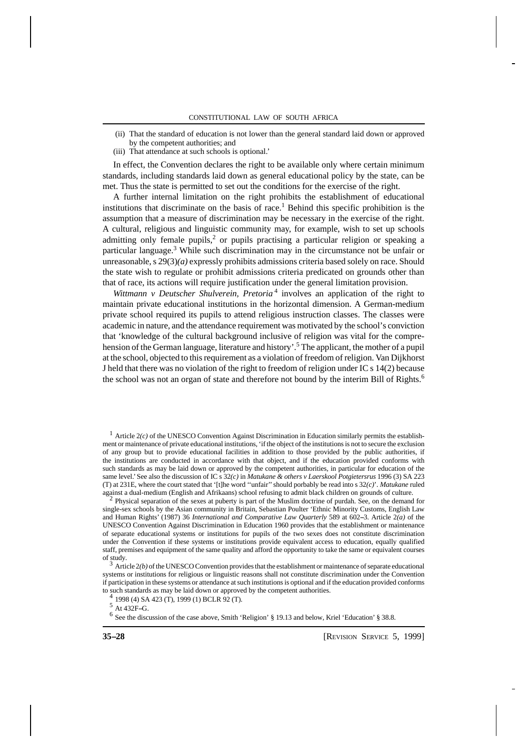(ii) That the standard of education is not lower than the general standard laid down or approved by the competent authorities; and

(iii) That attendance at such schools is optional.'

In effect, the Convention declares the right to be available only where certain minimum standards, including standards laid down as general educational policy by the state, can be met. Thus the state is permitted to set out the conditions for the exercise of the right.

A further internal limitation on the right prohibits the establishment of educational institutions that discriminate on the basis of race.[1] Behind this specific prohibition is the assumption that a measure of discrimination may be necessary in the exercise of the right. A cultural, religious and linguistic community may, for example, wish to set up schools admitting only female pupils,[2] or pupils practising a particular religion or speaking a particular language.[3] While such discrimination may in the circumstance not be unfair or unreasonable, s 29(3)*(a)* expressly prohibits admissions criteria based solely on race. Should the state wish to regulate or prohibit admissions criteria predicated on grounds other than that of race, its actions will require justification under the general limitation provision.

*Wittmann v Deutscher Shulverein, Pretoria*[4] involves an application of the right to maintain private educational institutions in the horizontal dimension. A German-medium private school required its pupils to attend religious instruction classes. The classes were academic in nature, and the attendance requirement was motivated by the school's conviction that 'knowledge of the cultural background inclusive of religion was vital for the comprehension of the German language, literature and history'.[5] The applicant, the mother of a pupil at the school, objected to this requirement as a violation of freedom of religion. Van Dijkhorst J held that there was no violation of the right to freedom of religion under IC s 14(2) because the school was not an organ of state and therefore not bound by the interim Bill of Rights.[6]

---

[1] Article 2*(c)* of the UNESCO Convention Against Discrimination in Education similarly permits the establishment or maintenance of private educational institutions, 'if the object of the institutions is not to secure the exclusion of any group but to provide educational facilities in addition to those provided by the public authorities, if the institutions are conducted in accordance with that object, and if the education provided conforms with such standards as may be laid down or approved by the competent authorities, in particular for education of the same level.' See also the discussion of IC s 32*(c)* in *Matukane & others v Laerskool Potgietersrus* 1996 (3) SA 223 (T) at 231E, where the court stated that '[t]he word ''unfair'' should porbably be read into s 32*(c)*'. *Matukane* ruled against a dual-medium (English and Afrikaans) school refusing to admit black children on grounds of culture.

[2] Physical separation of the sexes at puberty is part of the Muslim doctrine of purdah. See, on the demand for single-sex schools by the Asian community in Britain, Sebastian Poulter 'Ethnic Minority Customs, English Law and Human Rights' (1987) 36 *International and Comparative Law Quarterly* 589 at 602–3. Article 2*(a)* of the UNESCO Convention Against Discrimination in Education 1960 provides that the establishment or maintenance of separate educational systems or institutions for pupils of the two sexes does not constitute discrimination under the Convention if these systems or institutions provide equivalent access to education, equally qualified staff, premises and equipment of the same quality and afford the opportunity to take the same or equivalent courses of study.

[3] Article 2*(b)* of the UNESCO Convention provides that the establishment or maintenance of separate educational systems or institutions for religious or linguistic reasons shall not constitute discrimination under the Convention if participation in these systems or attendance at such institutions is optional and if the education provided conforms to such standards as may be laid down or approved by the competent authorities.

[4] 1998 (4) SA 423 (T), 1999 (1) BCLR 92 (T).

[5] At 432F–G.

[6] See the discussion of the case above, Smith 'Religion' § 19.13 and below, Kriel 'Education' § 38.8.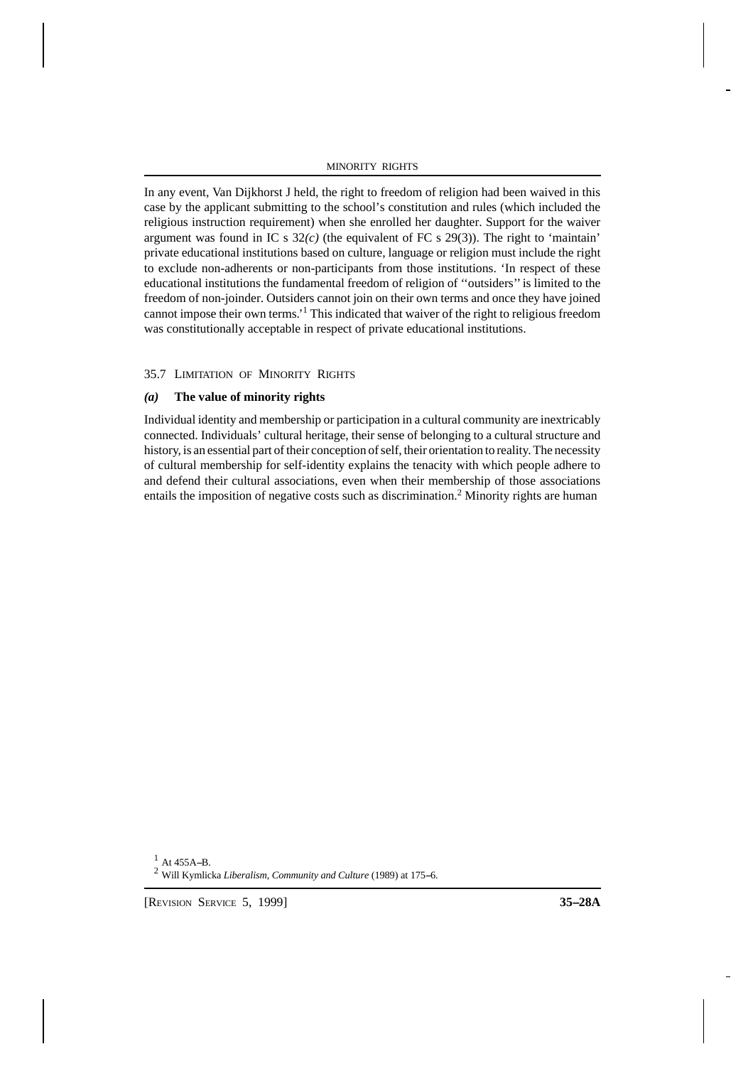In any event, Van Dijkhorst J held, the right to freedom of religion had been waived in this case by the applicant submitting to the school's constitution and rules (which included the religious instruction requirement) when she enrolled her daughter. Support for the waiver argument was found in IC s 32*(c)* (the equivalent of FC s 29(3)). The right to 'maintain' private educational institutions based on culture, language or religion must include the right to exclude non-adherents or non-participants from those institutions. 'In respect of these educational institutions the fundamental freedom of religion of ''outsiders'' is limited to the freedom of non-joinder. Outsiders cannot join on their own terms and once they have joined cannot impose their own terms.'[1] This indicated that waiver of the right to religious freedom was constitutionally acceptable in respect of private educational institutions.

## 35.7 Limitation of Minority Rights

### *(a)* The value of minority rights

Individual identity and membership or participation in a cultural community are inextricably connected. Individuals' cultural heritage, their sense of belonging to a cultural structure and history, is an essential part of their conception of self, their orientation to reality. The necessity of cultural membership for self-identity explains the tenacity with which people adhere to and defend their cultural associations, even when their membership of those associations entails the imposition of negative costs such as discrimination.[2] Minority rights are human

[1] At 455A–B.

[2] Will Kymlicka *Liberalism, Community and Culture* (1989) at 175–6.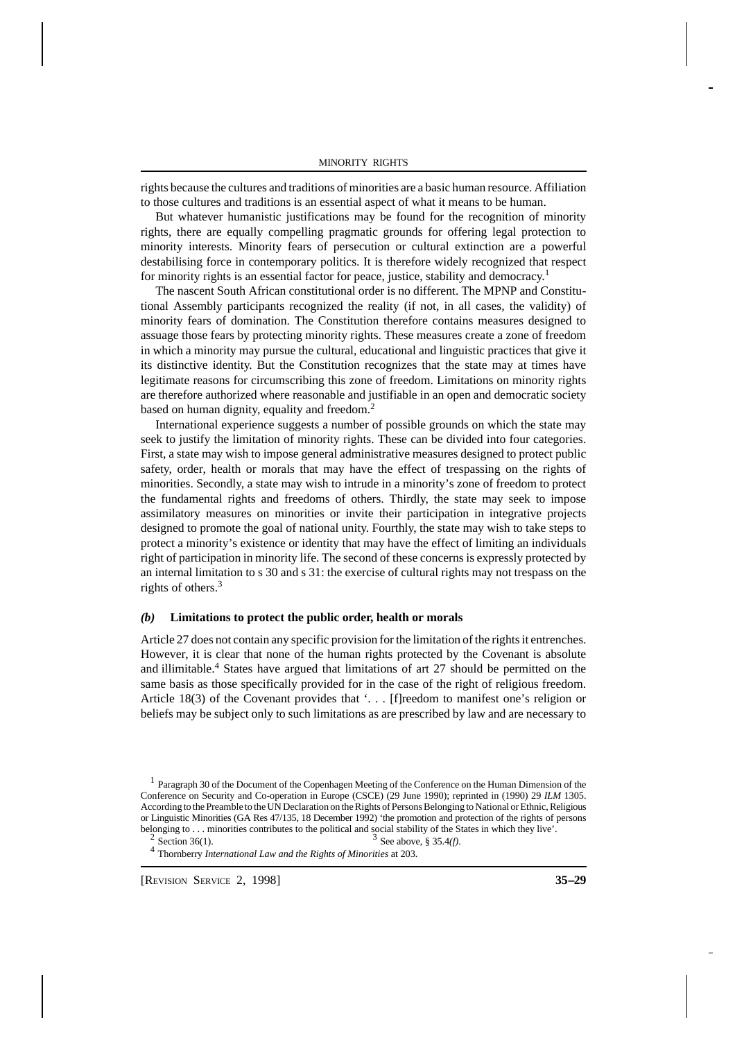rights because the cultures and traditions of minorities are a basic human resource. Affiliation to those cultures and traditions is an essential aspect of what it means to be human.

But whatever humanistic justifications may be found for the recognition of minority rights, there are equally compelling pragmatic grounds for offering legal protection to minority interests. Minority fears of persecution or cultural extinction are a powerful destabilising force in contemporary politics. It is therefore widely recognized that respect for minority rights is an essential factor for peace, justice, stability and democracy.[1]

The nascent South African constitutional order is no different. The MPNP and Constitutional Assembly participants recognized the reality (if not, in all cases, the validity) of minority fears of domination. The Constitution therefore contains measures designed to assuage those fears by protecting minority rights. These measures create a zone of freedom in which a minority may pursue the cultural, educational and linguistic practices that give it its distinctive identity. But the Constitution recognizes that the state may at times have legitimate reasons for circumscribing this zone of freedom. Limitations on minority rights are therefore authorized where reasonable and justifiable in an open and democratic society based on human dignity, equality and freedom.[2]

International experience suggests a number of possible grounds on which the state may seek to justify the limitation of minority rights. These can be divided into four categories. First, a state may wish to impose general administrative measures designed to protect public safety, order, health or morals that may have the effect of trespassing on the rights of minorities. Secondly, a state may wish to intrude in a minority's zone of freedom to protect the fundamental rights and freedoms of others. Thirdly, the state may seek to impose assimilatory measures on minorities or invite their participation in integrative projects designed to promote the goal of national unity. Fourthly, the state may wish to take steps to protect a minority's existence or identity that may have the effect of limiting an individuals right of participation in minority life. The second of these concerns is expressly protected by an internal limitation to s 30 and s 31: the exercise of cultural rights may not trespass on the rights of others.[3]

### *(b)* Limitations to protect the public order, health or morals

Article 27 does not contain any specific provision for the limitation of the rights it entrenches. However, it is clear that none of the human rights protected by the Covenant is absolute and illimitable.[4] States have argued that limitations of art 27 should be permitted on the same basis as those specifically provided for in the case of the right of religious freedom. Article 18(3) of the Covenant provides that '. . . [f]reedom to manifest one's religion or beliefs may be subject only to such limitations as are prescribed by law and are necessary to

---

[1] Paragraph 30 of the Document of the Copenhagen Meeting of the Conference on the Human Dimension of the Conference on Security and Co-operation in Europe (CSCE) (29 June 1990); reprinted in (1990) 29 *ILM* 1305. According to the Preamble to the UN Declaration on the Rights of Persons Belonging to National or Ethnic, Religious or Linguistic Minorities (GA Res 47/135, 18 December 1992) 'the promotion and protection of the rights of persons belonging to . . . minorities contributes to the political and social stability of the States in which they live'.

[2] Section 36(1).

[3] See above, § 35.4*(f)*.

[4] Thornberry *International Law and the Rights of Minorities* at 203.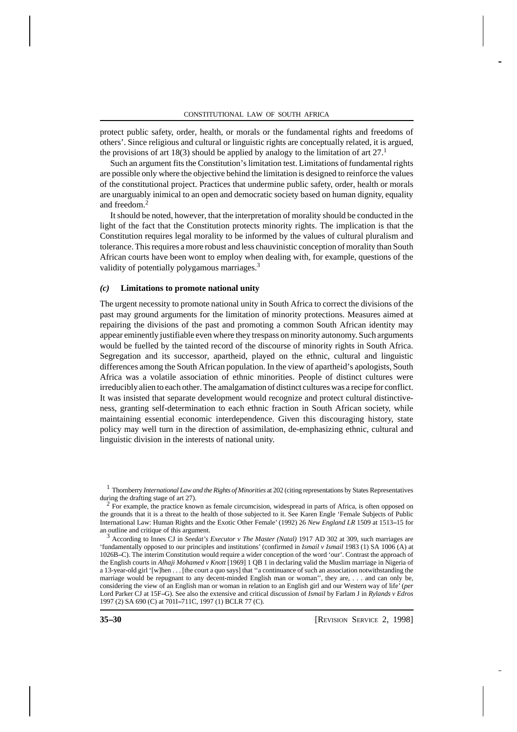protect public safety, order, health, or morals or the fundamental rights and freedoms of others'. Since religious and cultural or linguistic rights are conceptually related, it is argued, the provisions of art 18(3) should be applied by analogy to the limitation of art 27.[1]

Such an argument fits the Constitution's limitation test. Limitations of fundamental rights are possible only where the objective behind the limitation is designed to reinforce the values of the constitutional project. Practices that undermine public safety, order, health or morals are unarguably inimical to an open and democratic society based on human dignity, equality and freedom.[2]

It should be noted, however, that the interpretation of morality should be conducted in the light of the fact that the Constitution protects minority rights. The implication is that the Constitution requires legal morality to be informed by the values of cultural pluralism and tolerance. This requires a more robust and less chauvinistic conception of morality than South African courts have been wont to employ when dealing with, for example, questions of the validity of potentially polygamous marriages.[3]

### *(c)* Limitations to promote national unity

The urgent necessity to promote national unity in South Africa to correct the divisions of the past may ground arguments for the limitation of minority protections. Measures aimed at repairing the divisions of the past and promoting a common South African identity may appear eminently justifiable even where they trespass on minority autonomy. Such arguments would be fuelled by the tainted record of the discourse of minority rights in South Africa. Segregation and its successor, apartheid, played on the ethnic, cultural and linguistic differences among the South African population. In the view of apartheid's apologists, South Africa was a volatile association of ethnic minorities. People of distinct cultures were irreducibly alien to each other. The amalgamation of distinct cultures was a recipe for conflict. It was insisted that separate development would recognize and protect cultural distinctiveness, granting self-determination to each ethnic fraction in South African society, while maintaining essential economic interdependence. Given this discouraging history, state policy may well turn in the direction of assimilation, de-emphasizing ethnic, cultural and linguistic division in the interests of national unity.

---

[1] Thornberry *International Law and the Rights of Minorities* at 202 (citing representations by States Representatives during the drafting stage of art 27).

[2] For example, the practice known as female circumcision, widespread in parts of Africa, is often opposed on the grounds that it is a threat to the health of those subjected to it. See Karen Engle 'Female Subjects of Public International Law: Human Rights and the Exotic Other Female' (1992) 26 *New England LR* 1509 at 1513–15 for an outline and critique of this argument.

[3] According to Innes CJ in *Seedat's Executor v The Master (Natal)* 1917 AD 302 at 309, such marriages are 'fundamentally opposed to our principles and institutions' (confirmed in *Ismail v Ismail* 1983 (1) SA 1006 (A) at 1026B–C). The interim Constitution would require a wider conception of the word 'our'. Contrast the approach of the English courts in *Alhaji Mohamed v Knott* [1969] 1 QB 1 in declaring valid the Muslim marriage in Nigeria of a 13-year-old girl '[w]hen . . . [the court a quo says] that ''a continuance of such an association notwithstanding the marriage would be repugnant to any decent-minded English man or woman'', they are, . . . and can only be, considering the view of an English man or woman in relation to an English girl and our Western way of life' (*per* Lord Parker CJ at 15F–G). See also the extensive and critical discussion of *Ismail* by Farlam J in *Rylands v Edros* 1997 (2) SA 690 (C) at 701I–711C, 1997 (1) BCLR 77 (C).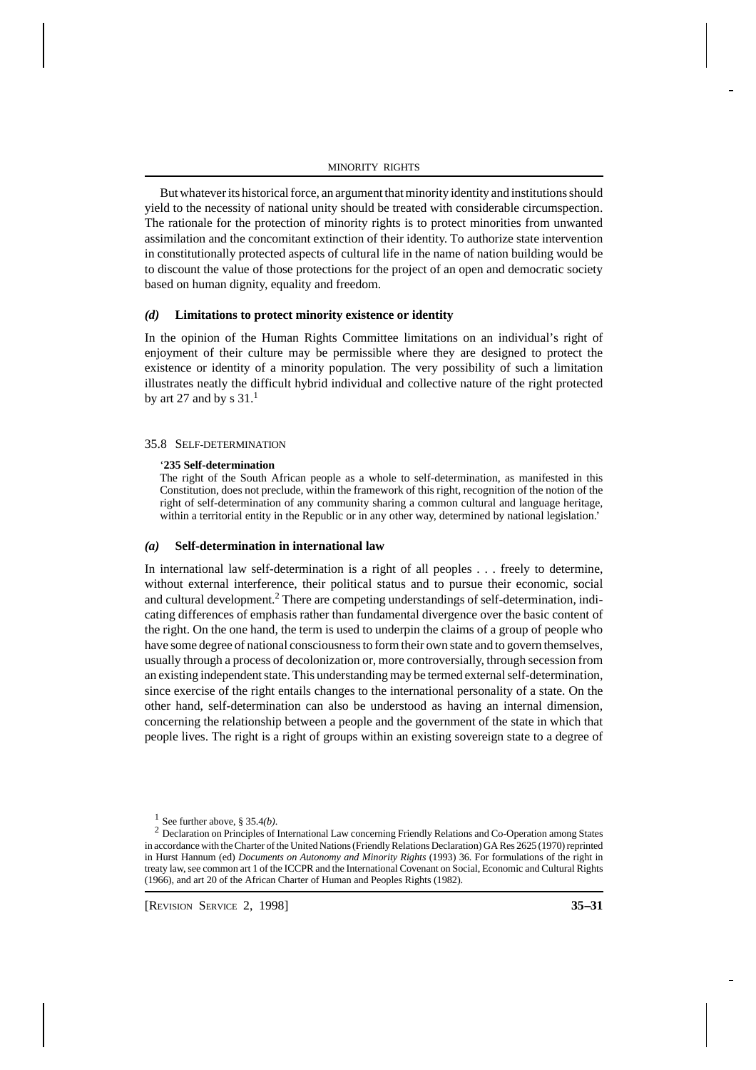But whatever its historical force, an argument that minority identity and institutions should yield to the necessity of national unity should be treated with considerable circumspection. The rationale for the protection of minority rights is to protect minorities from unwanted assimilation and the concomitant extinction of their identity. To authorize state intervention in constitutionally protected aspects of cultural life in the name of nation building would be to discount the value of those protections for the project of an open and democratic society based on human dignity, equality and freedom.

#### *(d)* Limitations to protect minority existence or identity

In the opinion of the Human Rights Committee limitations on an individual's right of enjoyment of their culture may be permissible where they are designed to protect the existence or identity of a minority population. The very possibility of such a limitation illustrates neatly the difficult hybrid individual and collective nature of the right protected by art 27 and by s 31.[1]

### 35.8 Self-determination

> '**235 Self-determination**
> The right of the South African people as a whole to self-determination, as manifested in this Constitution, does not preclude, within the framework of this right, recognition of the notion of the right of self-determination of any community sharing a common cultural and language heritage, within a territorial entity in the Republic or in any other way, determined by national legislation.'

#### *(a)* Self-determination in international law

In international law self-determination is a right of all peoples . . . freely to determine, without external interference, their political status and to pursue their economic, social and cultural development.[2] There are competing understandings of self-determination, indicating differences of emphasis rather than fundamental divergence over the basic content of the right. On the one hand, the term is used to underpin the claims of a group of people who have some degree of national consciousness to form their own state and to govern themselves, usually through a process of decolonization or, more controversially, through secession from an existing independent state. This understanding may be termed external self-determination, since exercise of the right entails changes to the international personality of a state. On the other hand, self-determination can also be understood as having an internal dimension, concerning the relationship between a people and the government of the state in which that people lives. The right is a right of groups within an existing sovereign state to a degree of

---

[1] See further above, § 35.4*(b)*.

[2] Declaration on Principles of International Law concerning Friendly Relations and Co-Operation among States in accordance with the Charter of the United Nations (Friendly Relations Declaration) GA Res 2625 (1970) reprinted in Hurst Hannum (ed) *Documents on Autonomy and Minority Rights* (1993) 36. For formulations of the right in treaty law, see common art 1 of the ICCPR and the International Covenant on Social, Economic and Cultural Rights (1966), and art 20 of the African Charter of Human and Peoples Rights (1982).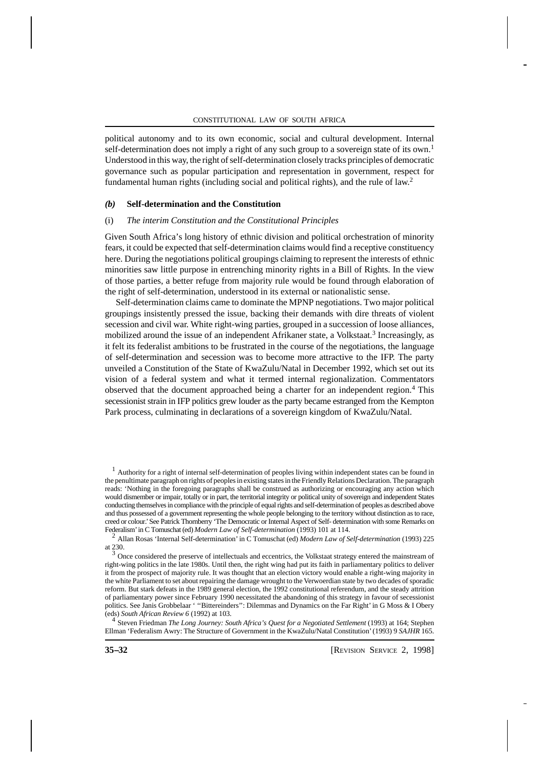political autonomy and to its own economic, social and cultural development. Internal self-determination does not imply a right of any such group to a sovereign state of its own.[1] Understood in this way, the right of self-determination closely tracks principles of democratic governance such as popular participation and representation in government, respect for fundamental human rights (including social and political rights), and the rule of law.[2]

#### *(b)* Self-determination and the Constitution

##### (i) *The interim Constitution and the Constitutional Principles*

Given South Africa's long history of ethnic division and political orchestration of minority fears, it could be expected that self-determination claims would find a receptive constituency here. During the negotiations political groupings claiming to represent the interests of ethnic minorities saw little purpose in entrenching minority rights in a Bill of Rights. In the view of those parties, a better refuge from majority rule would be found through elaboration of the right of self-determination, understood in its external or nationalistic sense.

Self-determination claims came to dominate the MPNP negotiations. Two major political groupings insistently pressed the issue, backing their demands with dire threats of violent secession and civil war. White right-wing parties, grouped in a succession of loose alliances, mobilized around the issue of an independent Afrikaner state, a Volkstaat.[3] Increasingly, as it felt its federalist ambitions to be frustrated in the course of the negotiations, the language of self-determination and secession was to become more attractive to the IFP. The party unveiled a Constitution of the State of KwaZulu/Natal in December 1992, which set out its vision of a federal system and what it termed internal regionalization. Commentators observed that the document approached being a charter for an independent region.[4] This secessionist strain in IFP politics grew louder as the party became estranged from the Kempton Park process, culminating in declarations of a sovereign kingdom of KwaZulu/Natal.

---

[1] Authority for a right of internal self-determination of peoples living within independent states can be found in the penultimate paragraph on rights of peoples in existing states in the Friendly Relations Declaration. The paragraph reads: 'Nothing in the foregoing paragraphs shall be construed as authorizing or encouraging any action which would dismember or impair, totally or in part, the territorial integrity or political unity of sovereign and independent States conducting themselves in compliance with the principle of equal rights and self-determination of peoples as described above and thus possessed of a government representing the whole people belonging to the territory without distinction as to race, creed or colour.' See Patrick Thornberry 'The Democratic or Internal Aspect of Self- determination with some Remarks on Federalism' in C Tomuschat (ed) *Modern Law of Self-determination* (1993) 101 at 114.

[2] Allan Rosas 'Internal Self-determination' in C Tomuschat (ed) *Modern Law of Self-determination* (1993) 225 at 230.

[3] Once considered the preserve of intellectuals and eccentrics, the Volkstaat strategy entered the mainstream of right-wing politics in the late 1980s. Until then, the right wing had put its faith in parliamentary politics to deliver it from the prospect of majority rule. It was thought that an election victory would enable a right-wing majority in the white Parliament to set about repairing the damage wrought to the Verwoerdian state by two decades of sporadic reform. But stark defeats in the 1989 general election, the 1992 constitutional referendum, and the steady attrition of parliamentary power since February 1990 necessitated the abandoning of this strategy in favour of secessionist politics. See Janis Grobbelaar ' "Bittereinders": Dilemmas and Dynamics on the Far Right' in G Moss & I Obery (eds) *South African Review 6* (1992) at 103.

[4] Steven Friedman *The Long Journey: South Africa's Quest for a Negotiated Settlement* (1993) at 164; Stephen Ellman 'Federalism Awry: The Structure of Government in the KwaZulu/Natal Constitution' (1993) 9 *SAJHR* 165.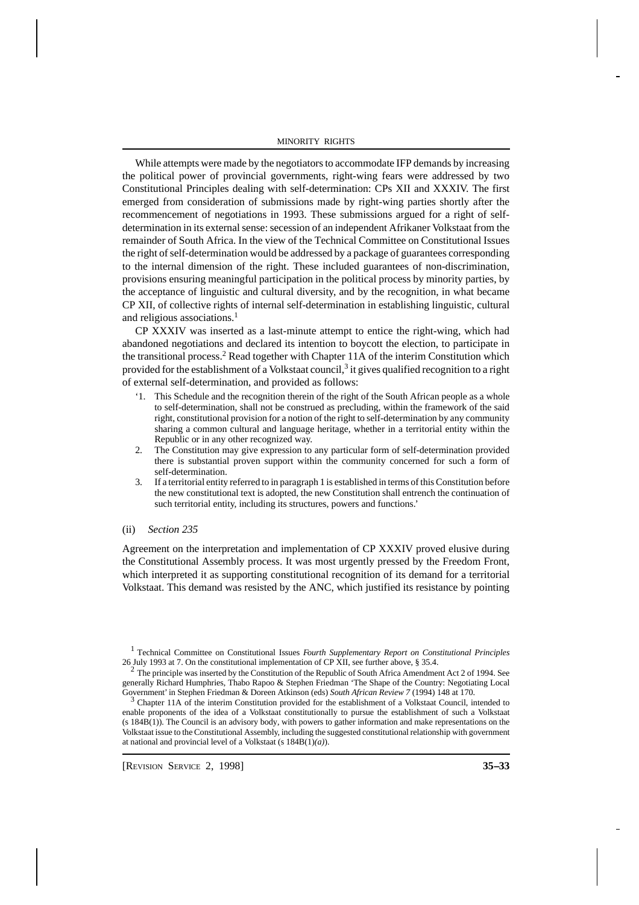While attempts were made by the negotiators to accommodate IFP demands by increasing the political power of provincial governments, right-wing fears were addressed by two Constitutional Principles dealing with self-determination: CPs XII and XXXIV. The first emerged from consideration of submissions made by right-wing parties shortly after the recommencement of negotiations in 1993. These submissions argued for a right of self-determination in its external sense: secession of an independent Afrikaner Volkstaat from the remainder of South Africa. In the view of the Technical Committee on Constitutional Issues the right of self-determination would be addressed by a package of guarantees corresponding to the internal dimension of the right. These included guarantees of non-discrimination, provisions ensuring meaningful participation in the political process by minority parties, by the acceptance of linguistic and cultural diversity, and by the recognition, in what became CP XII, of collective rights of internal self-determination in establishing linguistic, cultural and religious associations.[1]

CP XXXIV was inserted as a last-minute attempt to entice the right-wing, which had abandoned negotiations and declared its intention to boycott the election, to participate in the transitional process.[2] Read together with Chapter 11A of the interim Constitution which provided for the establishment of a Volkstaat council,[3] it gives qualified recognition to a right of external self-determination, and provided as follows:

> '1. This Schedule and the recognition therein of the right of the South African people as a whole to self-determination, shall not be construed as precluding, within the framework of the said right, constitutional provision for a notion of the right to self-determination by any community sharing a common cultural and language heritage, whether in a territorial entity within the Republic or in any other recognized way.
>
> 2. The Constitution may give expression to any particular form of self-determination provided there is substantial proven support within the community concerned for such a form of self-determination.
>
> 3. If a territorial entity referred to in paragraph 1 is established in terms of this Constitution before the new constitutional text is adopted, the new Constitution shall entrench the continuation of such territorial entity, including its structures, powers and functions.'

(ii) *Section 235*

Agreement on the interpretation and implementation of CP XXXIV proved elusive during the Constitutional Assembly process. It was most urgently pressed by the Freedom Front, which interpreted it as supporting constitutional recognition of its demand for a territorial Volkstaat. This demand was resisted by the ANC, which justified its resistance by pointing

---

[1] Technical Committee on Constitutional Issues *Fourth Supplementary Report on Constitutional Principles* 26 July 1993 at 7. On the constitutional implementation of CP XII, see further above, § 35.4.

[2] The principle was inserted by the Constitution of the Republic of South Africa Amendment Act 2 of 1994. See generally Richard Humphries, Thabo Rapoo & Stephen Friedman 'The Shape of the Country: Negotiating Local Government' in Stephen Friedman & Doreen Atkinson (eds) *South African Review 7* (1994) 148 at 170.

[3] Chapter 11A of the interim Constitution provided for the establishment of a Volkstaat Council, intended to enable proponents of the idea of a Volkstaat constitutionally to pursue the establishment of such a Volkstaat (s 184B(1)). The Council is an advisory body, with powers to gather information and make representations on the Volkstaat issue to the Constitutional Assembly, including the suggested constitutional relationship with government at national and provincial level of a Volkstaat (s 184B(1)*(a)*).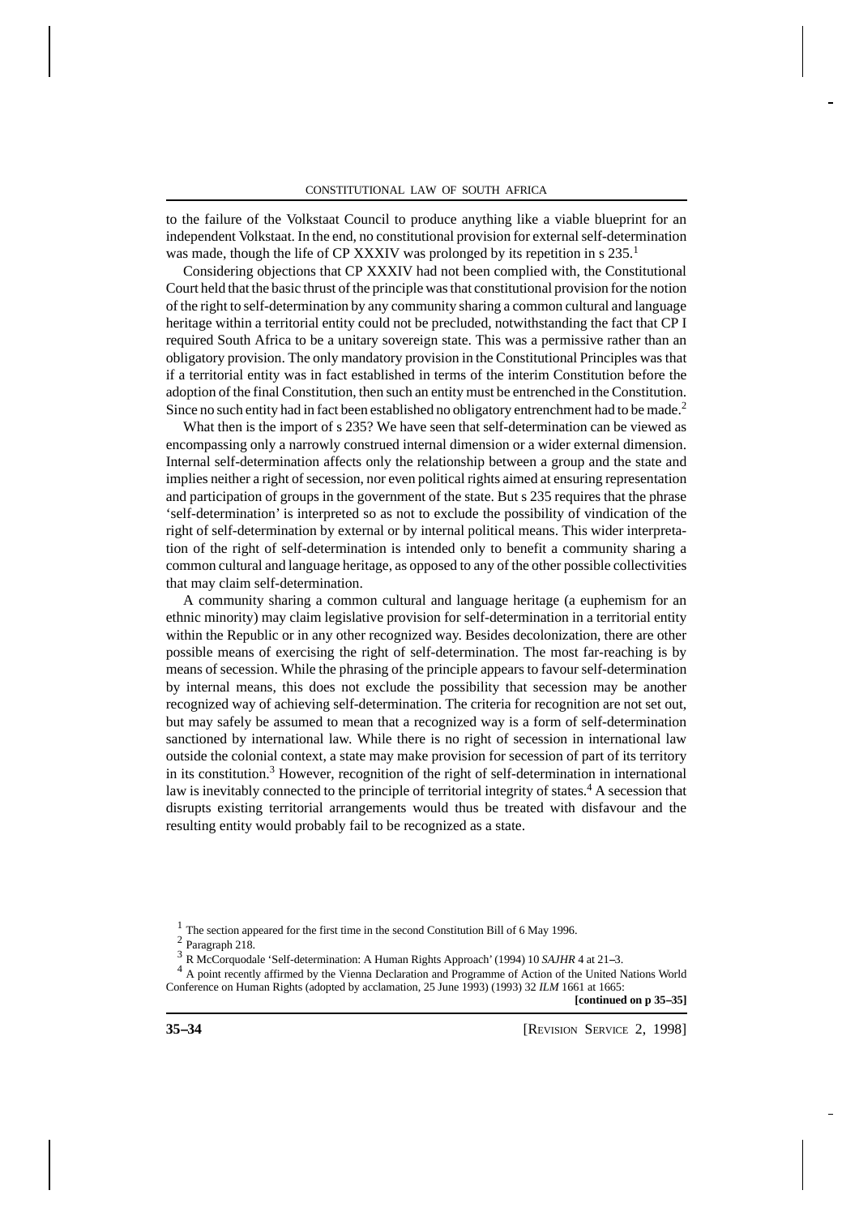to the failure of the Volkstaat Council to produce anything like a viable blueprint for an independent Volkstaat. In the end, no constitutional provision for external self-determination was made, though the life of CP XXXIV was prolonged by its repetition in s 235.[1]

Considering objections that CP XXXIV had not been complied with, the Constitutional Court held that the basic thrust of the principle was that constitutional provision for the notion of the right to self-determination by any community sharing a common cultural and language heritage within a territorial entity could not be precluded, notwithstanding the fact that CP I required South Africa to be a unitary sovereign state. This was a permissive rather than an obligatory provision. The only mandatory provision in the Constitutional Principles was that if a territorial entity was in fact established in terms of the interim Constitution before the adoption of the final Constitution, then such an entity must be entrenched in the Constitution. Since no such entity had in fact been established no obligatory entrenchment had to be made.[2]

What then is the import of s 235? We have seen that self-determination can be viewed as encompassing only a narrowly construed internal dimension or a wider external dimension. Internal self-determination affects only the relationship between a group and the state and implies neither a right of secession, nor even political rights aimed at ensuring representation and participation of groups in the government of the state. But s 235 requires that the phrase 'self-determination' is interpreted so as not to exclude the possibility of vindication of the right of self-determination by external or by internal political means. This wider interpretation of the right of self-determination is intended only to benefit a community sharing a common cultural and language heritage, as opposed to any of the other possible collectivities that may claim self-determination.

A community sharing a common cultural and language heritage (a euphemism for an ethnic minority) may claim legislative provision for self-determination in a territorial entity within the Republic or in any other recognized way. Besides decolonization, there are other possible means of exercising the right of self-determination. The most far-reaching is by means of secession. While the phrasing of the principle appears to favour self-determination by internal means, this does not exclude the possibility that secession may be another recognized way of achieving self-determination. The criteria for recognition are not set out, but may safely be assumed to mean that a recognized way is a form of self-determination sanctioned by international law. While there is no right of secession in international law outside the colonial context, a state may make provision for secession of part of its territory in its constitution.[3] However, recognition of the right of self-determination in international law is inevitably connected to the principle of territorial integrity of states.[4] A secession that disrupts existing territorial arrangements would thus be treated with disfavour and the resulting entity would probably fail to be recognized as a state.

[1] The section appeared for the first time in the second Constitution Bill of 6 May 1996.

[2] Paragraph 218.

[3] R McCorquodale 'Self-determination: A Human Rights Approach' (1994) 10 *SAJHR* 4 at 21–3.

[4] A point recently affirmed by the Vienna Declaration and Programme of Action of the United Nations World Conference on Human Rights (adopted by acclamation, 25 June 1993) (1993) 32 *ILM* 1661 at 1665:

**[continued on p 35–35]**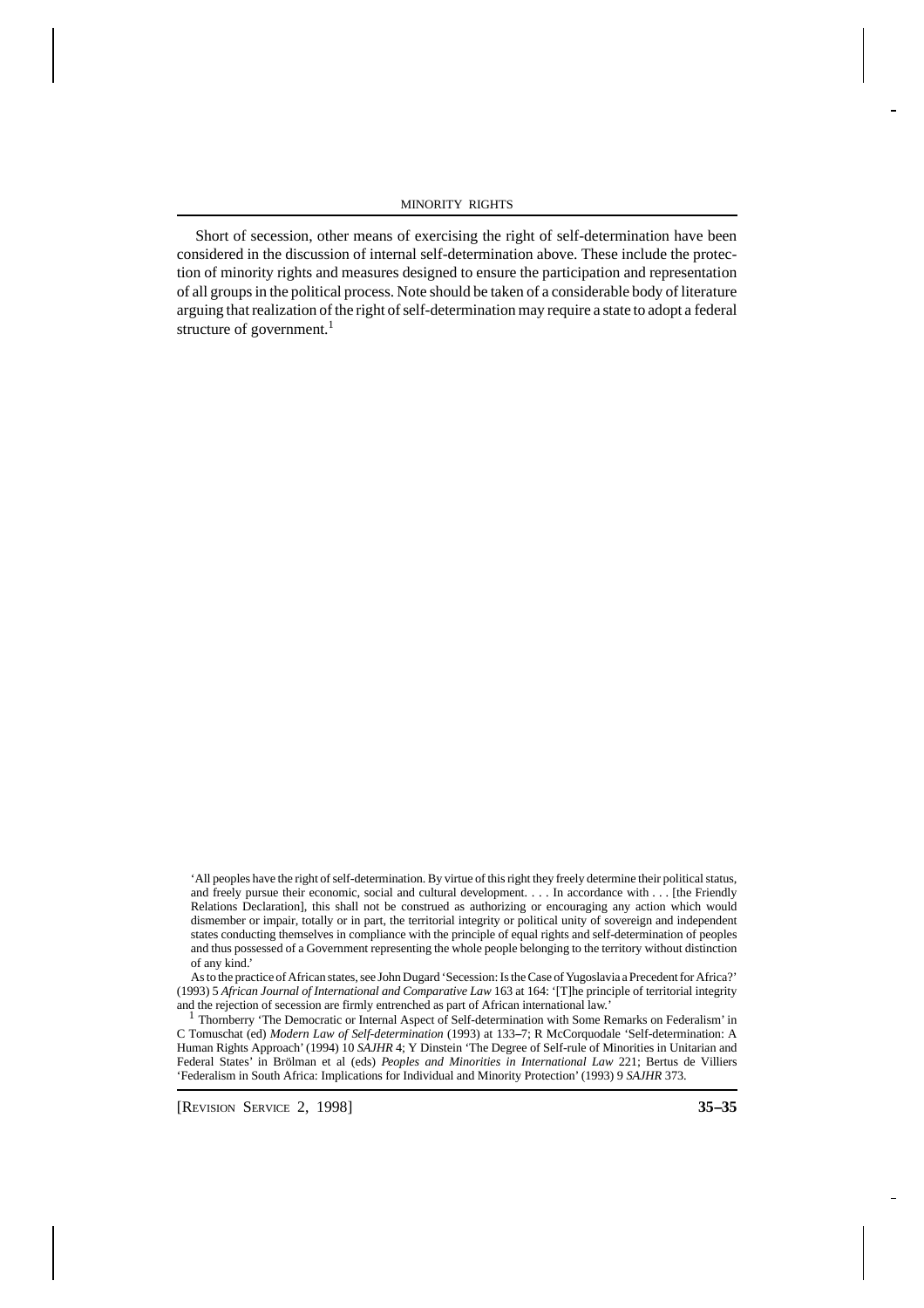Short of secession, other means of exercising the right of self-determination have been considered in the discussion of internal self-determination above. These include the protection of minority rights and measures designed to ensure the participation and representation of all groups in the political process. Note should be taken of a considerable body of literature arguing that realization of the right of self-determination may require a state to adopt a federal structure of government.[1]

'All peoples have the right of self-determination. By virtue of this right they freely determine their political status, and freely pursue their economic, social and cultural development. . . . In accordance with . . . [the Friendly Relations Declaration], this shall not be construed as authorizing or encouraging any action which would dismember or impair, totally or in part, the territorial integrity or political unity of sovereign and independent states conducting themselves in compliance with the principle of equal rights and self-determination of peoples and thus possessed of a Government representing the whole people belonging to the territory without distinction of any kind.'

As to the practice of African states, see John Dugard 'Secession: Is the Case of Yugoslavia a Precedent for Africa?' (1993) 5 *African Journal of International and Comparative Law* 163 at 164: '[T]he principle of territorial integrity and the rejection of secession are firmly entrenched as part of African international law.'

[1] Thornberry 'The Democratic or Internal Aspect of Self-determination with Some Remarks on Federalism' in C Tomuschat (ed) *Modern Law of Self-determination* (1993) at 133–7; R McCorquodale 'Self-determination: A Human Rights Approach' (1994) 10 *SAJHR* 4; Y Dinstein 'The Degree of Self-rule of Minorities in Unitarian and Federal States' in Brölman et al (eds) *Peoples and Minorities in International Law* 221; Bertus de Villiers 'Federalism in South Africa: Implications for Individual and Minority Protection' (1993) 9 *SAJHR* 373.